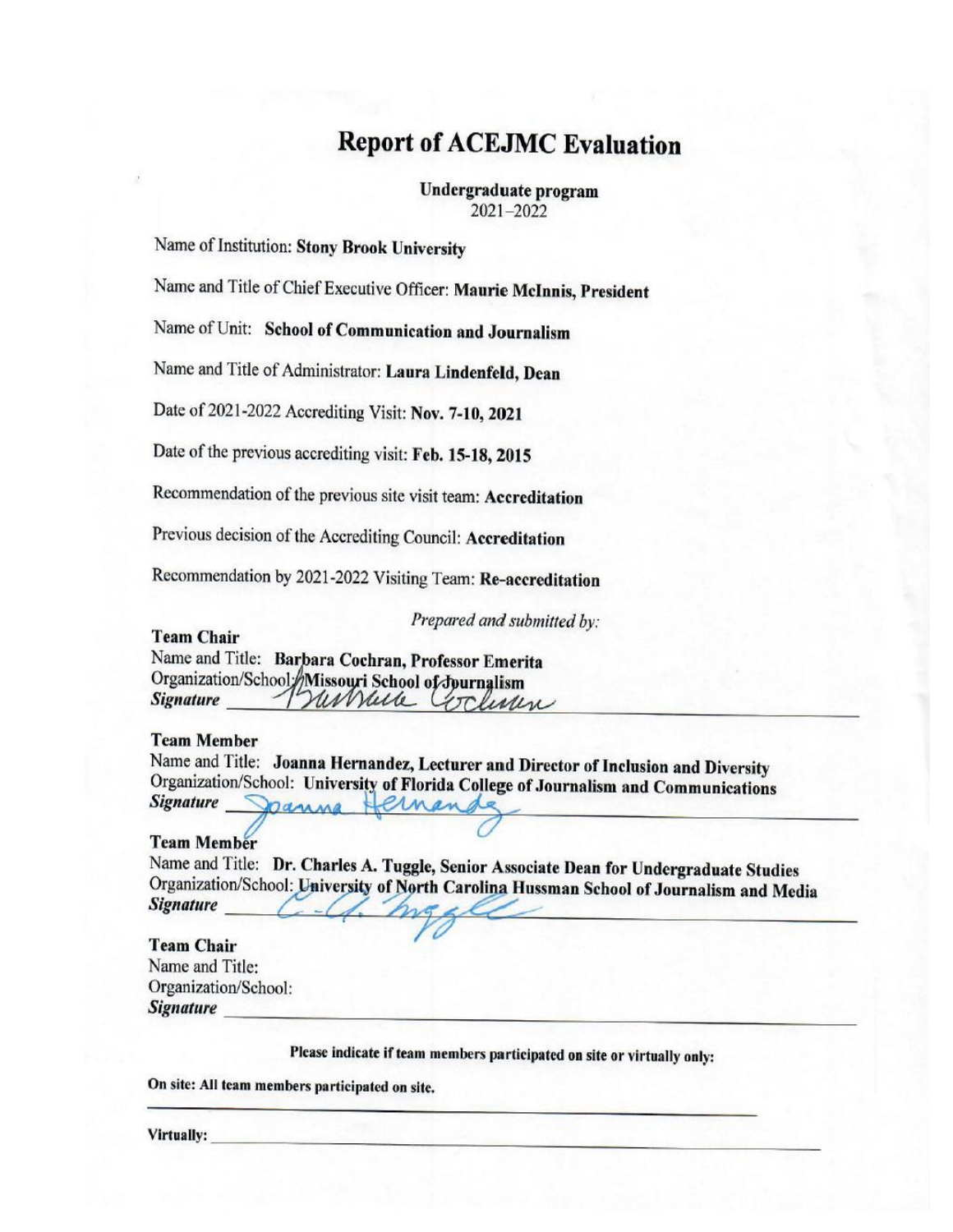# Report of ACEJMC Evaluation

**Undergraduate program**
2021–2022

Name of Institution: **Stony Brook University**

Name and Title of Chief Executive Officer: **Maurie McInnis, President**

Name of Unit: **School of Communication and Journalism**

Name and Title of Administrator: **Laura Lindenfeld, Dean**

Date of 2021-2022 Accrediting Visit: **Nov. 7-10, 2021**

Date of the previous accrediting visit: **Feb. 15-18, 2015**

Recommendation of the previous site visit team: **Accreditation**

Previous decision of the Accrediting Council: **Accreditation**

Recommendation by 2021-2022 Visiting Team: **Re-accreditation**

*Prepared and submitted by:*

**Team Chair**
Name and Title: **Barbara Cochran, Professor Emerita**
Organization/School: **Missouri School of Journalism**
***Signature*** Barbara Cochran

**Team Member**
Name and Title: **Joanna Hernandez, Lecturer and Director of Inclusion and Diversity**
Organization/School: **University of Florida College of Journalism and Communications**
***Signature*** Joanna Hernandez

**Team Member**
Name and Title: **Dr. Charles A. Tuggle, Senior Associate Dean for Undergraduate Studies**
Organization/School: **University of North Carolina Hussman School of Journalism and Media**
***Signature*** C.A. Tuggle

**Team Chair**
Name and Title:
Organization/School:
***Signature*** ______________________

**Please indicate if team members participated on site or virtually only:**

**On site: All team members participated on site.**

**Virtually:** ______________________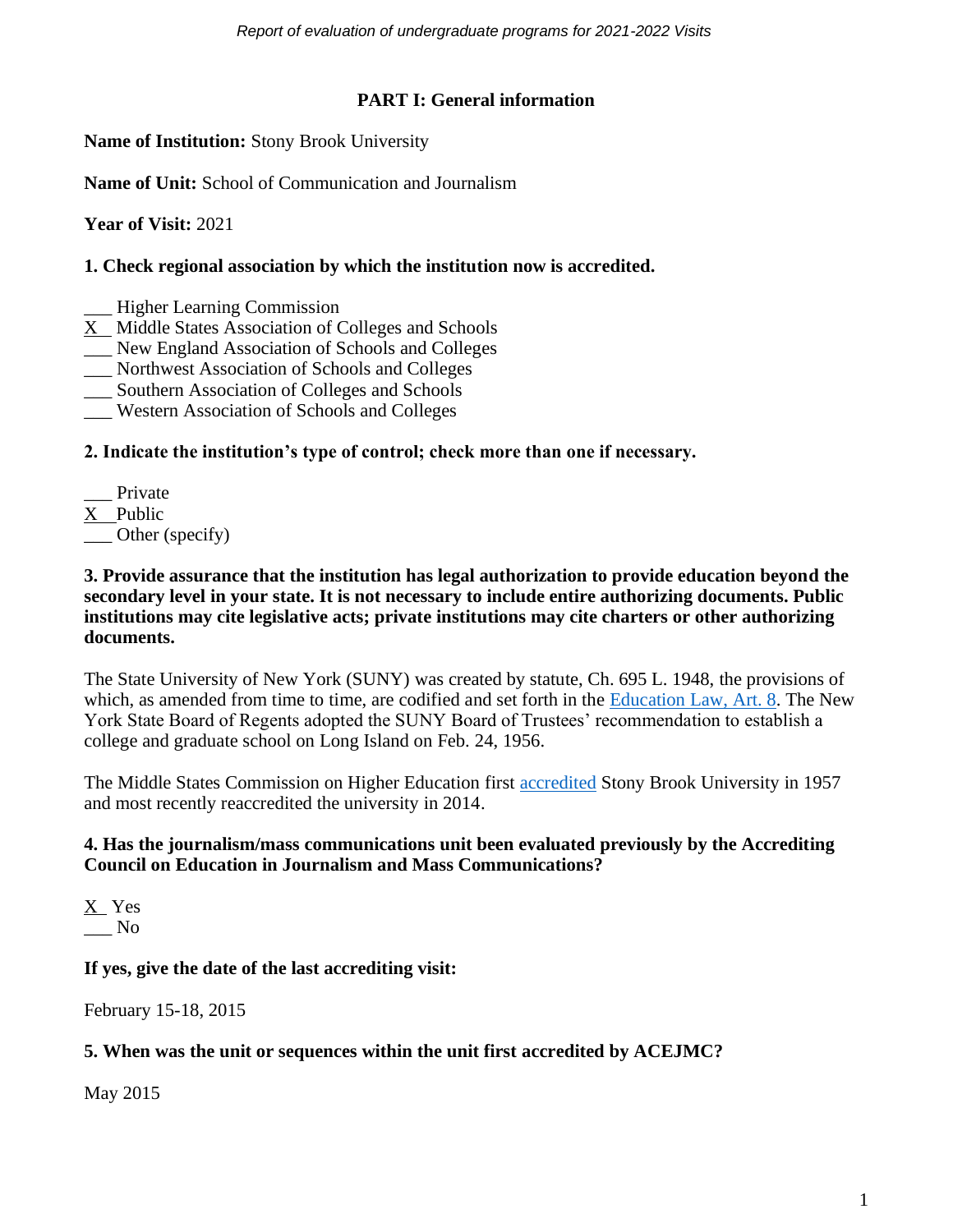## PART I: General information

**Name of Institution:** Stony Brook University

**Name of Unit:** School of Communication and Journalism

**Year of Visit:** 2021

**1. Check regional association by which the institution now is accredited.**

___ Higher Learning Commission
X Middle States Association of Colleges and Schools
___ New England Association of Schools and Colleges
___ Northwest Association of Schools and Colleges
___ Southern Association of Colleges and Schools
___ Western Association of Schools and Colleges

**2. Indicate the institution's type of control; check more than one if necessary.**

___ Private
X Public
___ Other (specify)

**3. Provide assurance that the institution has legal authorization to provide education beyond the secondary level in your state. It is not necessary to include entire authorizing documents. Public institutions may cite legislative acts; private institutions may cite charters or other authorizing documents.**

The State University of New York (SUNY) was created by statute, Ch. 695 L. 1948, the provisions of which, as amended from time to time, are codified and set forth in the Education Law, Art. 8. The New York State Board of Regents adopted the SUNY Board of Trustees' recommendation to establish a college and graduate school on Long Island on Feb. 24, 1956.

The Middle States Commission on Higher Education first accredited Stony Brook University in 1957 and most recently reaccredited the university in 2014.

**4. Has the journalism/mass communications unit been evaluated previously by the Accrediting Council on Education in Journalism and Mass Communications?**

X Yes
___ No

**If yes, give the date of the last accrediting visit:**

February 15-18, 2015

**5. When was the unit or sequences within the unit first accredited by ACEJMC?**

May 2015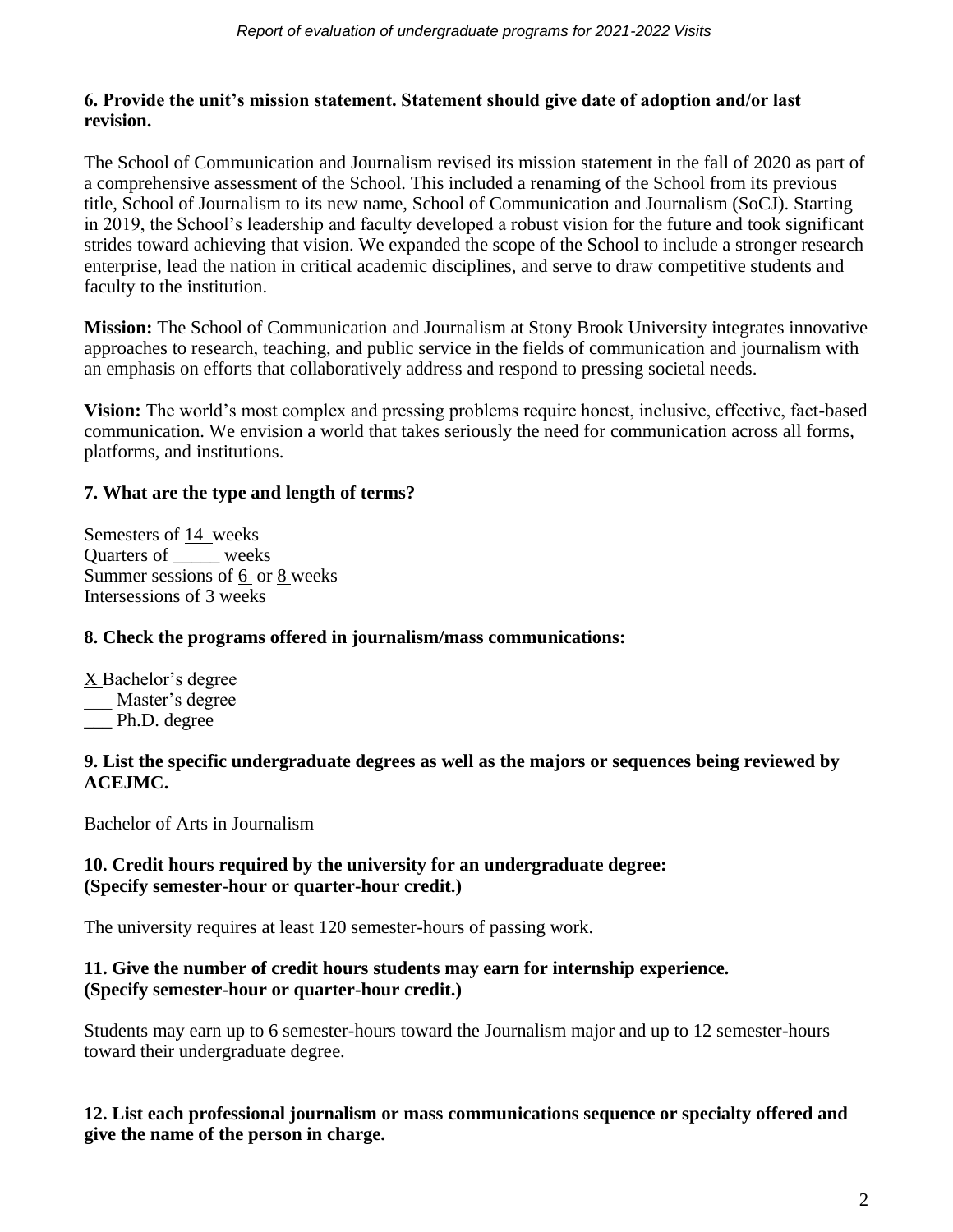**6. Provide the unit's mission statement. Statement should give date of adoption and/or last revision.**

The School of Communication and Journalism revised its mission statement in the fall of 2020 as part of a comprehensive assessment of the School. This included a renaming of the School from its previous title, School of Journalism to its new name, School of Communication and Journalism (SoCJ). Starting in 2019, the School's leadership and faculty developed a robust vision for the future and took significant strides toward achieving that vision. We expanded the scope of the School to include a stronger research enterprise, lead the nation in critical academic disciplines, and serve to draw competitive students and faculty to the institution.

**Mission:** The School of Communication and Journalism at Stony Brook University integrates innovative approaches to research, teaching, and public service in the fields of communication and journalism with an emphasis on efforts that collaboratively address and respond to pressing societal needs.

**Vision:** The world's most complex and pressing problems require honest, inclusive, effective, fact-based communication. We envision a world that takes seriously the need for communication across all forms, platforms, and institutions.

**7. What are the type and length of terms?**

Semesters of 14 weeks
Quarters of _____ weeks
Summer sessions of 6 or 8 weeks
Intersessions of 3 weeks

**8. Check the programs offered in journalism/mass communications:**

X Bachelor's degree
___ Master's degree
___ Ph.D. degree

**9. List the specific undergraduate degrees as well as the majors or sequences being reviewed by ACEJMC.**

Bachelor of Arts in Journalism

**10. Credit hours required by the university for an undergraduate degree: (Specify semester-hour or quarter-hour credit.)**

The university requires at least 120 semester-hours of passing work.

**11. Give the number of credit hours students may earn for internship experience. (Specify semester-hour or quarter-hour credit.)**

Students may earn up to 6 semester-hours toward the Journalism major and up to 12 semester-hours toward their undergraduate degree.

**12. List each professional journalism or mass communications sequence or specialty offered and give the name of the person in charge.**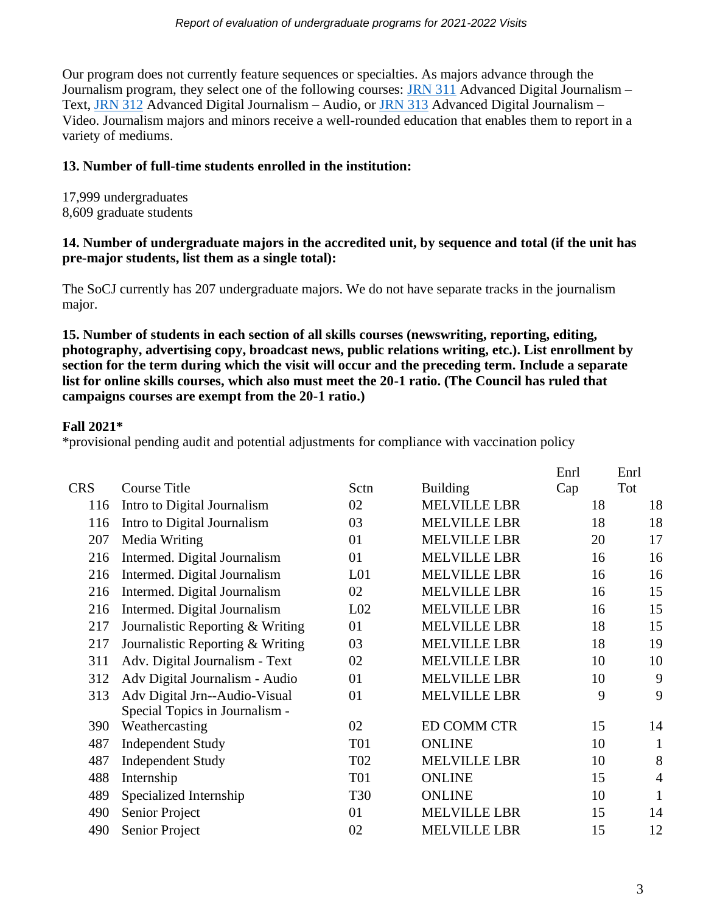Our program does not currently feature sequences or specialties. As majors advance through the Journalism program, they select one of the following courses: JRN 311 Advanced Digital Journalism – Text, JRN 312 Advanced Digital Journalism – Audio, or JRN 313 Advanced Digital Journalism – Video. Journalism majors and minors receive a well-rounded education that enables them to report in a variety of mediums.

**13. Number of full-time students enrolled in the institution:**

17,999 undergraduates
8,609 graduate students

**14. Number of undergraduate majors in the accredited unit, by sequence and total (if the unit has pre-major students, list them as a single total):**

The SoCJ currently has 207 undergraduate majors. We do not have separate tracks in the journalism major.

**15. Number of students in each section of all skills courses (newswriting, reporting, editing, photography, advertising copy, broadcast news, public relations writing, etc.). List enrollment by section for the term during which the visit will occur and the preceding term. Include a separate list for online skills courses, which also must meet the 20-1 ratio. (The Council has ruled that campaigns courses are exempt from the 20-1 ratio.)**

**Fall 2021***

*provisional pending audit and potential adjustments for compliance with vaccination policy

| CRS | Course Title | Sctn | Building | Enrl Cap | Enrl Tot |
|---|---|---|---|---|---|
| 116 | Intro to Digital Journalism | 02 | MELVILLE LBR | 18 | 18 |
| 116 | Intro to Digital Journalism | 03 | MELVILLE LBR | 18 | 18 |
| 207 | Media Writing | 01 | MELVILLE LBR | 20 | 17 |
| 216 | Intermed. Digital Journalism | 01 | MELVILLE LBR | 16 | 16 |
| 216 | Intermed. Digital Journalism | L01 | MELVILLE LBR | 16 | 16 |
| 216 | Intermed. Digital Journalism | 02 | MELVILLE LBR | 16 | 15 |
| 216 | Intermed. Digital Journalism | L02 | MELVILLE LBR | 16 | 15 |
| 217 | Journalistic Reporting & Writing | 01 | MELVILLE LBR | 18 | 15 |
| 217 | Journalistic Reporting & Writing | 03 | MELVILLE LBR | 18 | 19 |
| 311 | Adv. Digital Journalism - Text | 02 | MELVILLE LBR | 10 | 10 |
| 312 | Adv Digital Journalism - Audio | 01 | MELVILLE LBR | 10 | 9 |
| 313 | Adv Digital Jrn--Audio-Visual | 01 | MELVILLE LBR | 9 | 9 |
| 390 | Special Topics in Journalism - Weathercasting | 02 | ED COMM CTR | 15 | 14 |
| 487 | Independent Study | T01 | ONLINE | 10 | 1 |
| 487 | Independent Study | T02 | MELVILLE LBR | 10 | 8 |
| 488 | Internship | T01 | ONLINE | 15 | 4 |
| 489 | Specialized Internship | T30 | ONLINE | 10 | 1 |
| 490 | Senior Project | 01 | MELVILLE LBR | 15 | 14 |
| 490 | Senior Project | 02 | MELVILLE LBR | 15 | 12 |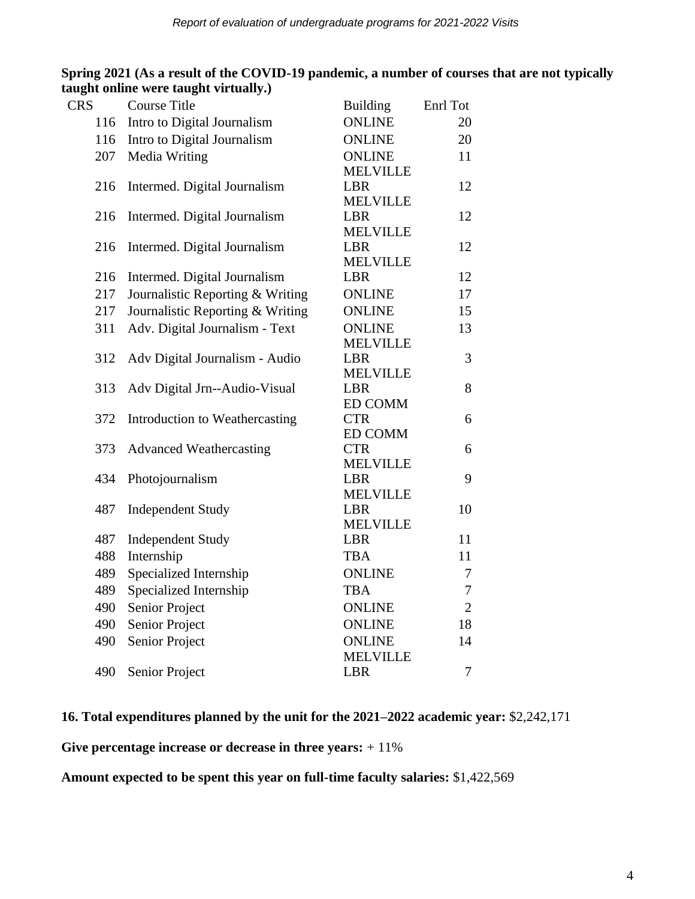**Spring 2021 (As a result of the COVID-19 pandemic, a number of courses that are not typically taught online were taught virtually.)**

| CRS | Course Title | Building | Enrl Tot |
|---|---|---|---|
| 116 | Intro to Digital Journalism | ONLINE | 20 |
| 116 | Intro to Digital Journalism | ONLINE | 20 |
| 207 | Media Writing | ONLINE | 11 |
| 216 | Intermed. Digital Journalism | MELVILLE LBR | 12 |
| 216 | Intermed. Digital Journalism | MELVILLE LBR | 12 |
| 216 | Intermed. Digital Journalism | MELVILLE LBR | 12 |
| 216 | Intermed. Digital Journalism | MELVILLE LBR | 12 |
| 217 | Journalistic Reporting & Writing | ONLINE | 17 |
| 217 | Journalistic Reporting & Writing | ONLINE | 15 |
| 311 | Adv. Digital Journalism - Text | ONLINE | 13 |
| 312 | Adv Digital Journalism - Audio | MELVILLE LBR | 3 |
| 313 | Adv Digital Jrn--Audio-Visual | MELVILLE LBR | 8 |
| 372 | Introduction to Weathercasting | ED COMM CTR | 6 |
| 373 | Advanced Weathercasting | ED COMM CTR | 6 |
| 434 | Photojournalism | MELVILLE LBR | 9 |
| 487 | Independent Study | MELVILLE LBR | 10 |
| 487 | Independent Study | MELVILLE LBR | 11 |
| 488 | Internship | TBA | 11 |
| 489 | Specialized Internship | ONLINE | 7 |
| 489 | Specialized Internship | TBA | 7 |
| 490 | Senior Project | ONLINE | 2 |
| 490 | Senior Project | ONLINE | 18 |
| 490 | Senior Project | ONLINE | 14 |
| 490 | Senior Project | MELVILLE LBR | 7 |

**16. Total expenditures planned by the unit for the 2021–2022 academic year:** $2,242,171

**Give percentage increase or decrease in three years:** + 11%

**Amount expected to be spent this year on full-time faculty salaries:** $1,422,569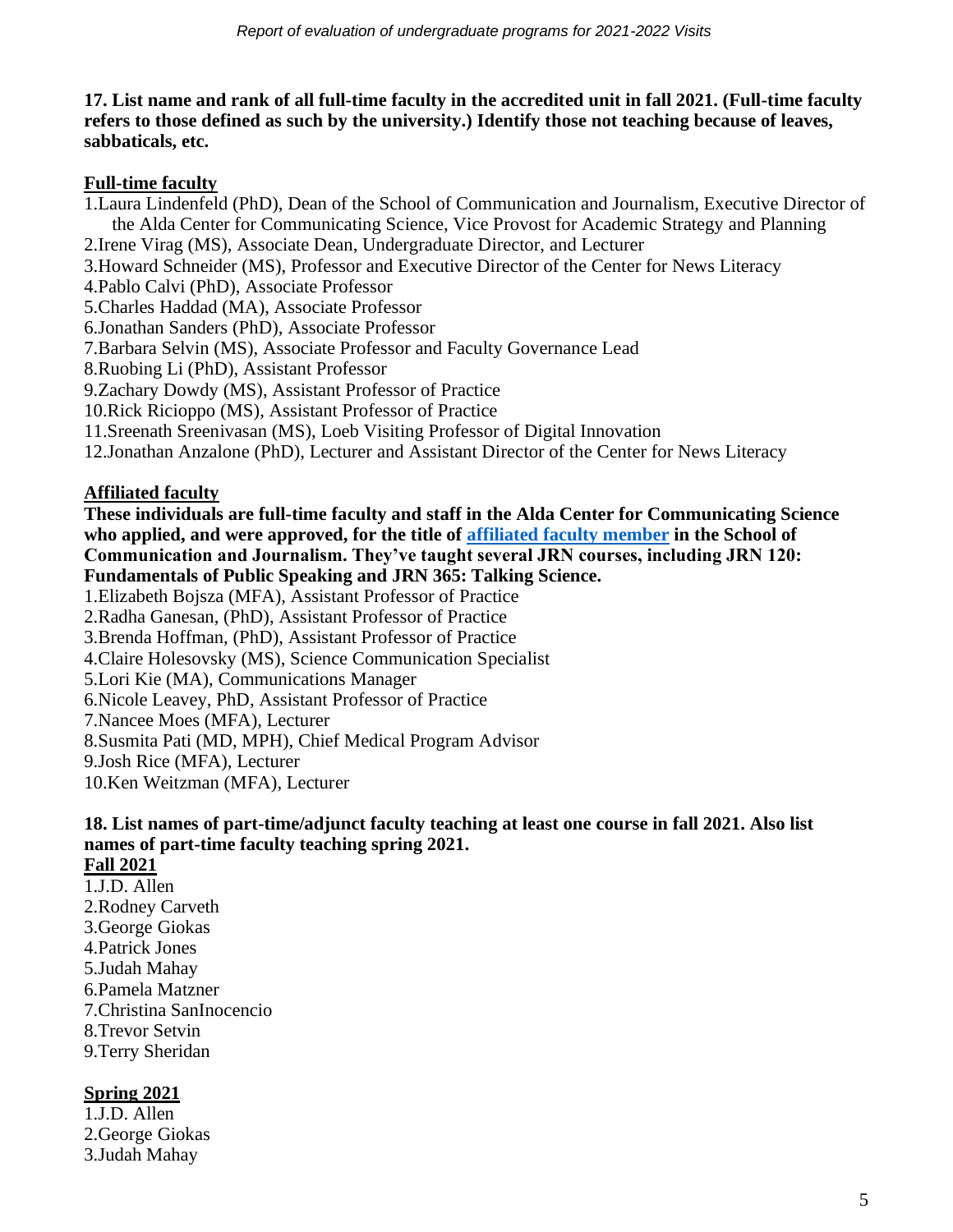**17. List name and rank of all full-time faculty in the accredited unit in fall 2021. (Full-time faculty refers to those defined as such by the university.) Identify those not teaching because of leaves, sabbaticals, etc.**

**Full-time faculty**

1. Laura Lindenfeld (PhD), Dean of the School of Communication and Journalism, Executive Director of the Alda Center for Communicating Science, Vice Provost for Academic Strategy and Planning
2. Irene Virag (MS), Associate Dean, Undergraduate Director, and Lecturer
3. Howard Schneider (MS), Professor and Executive Director of the Center for News Literacy
4. Pablo Calvi (PhD), Associate Professor
5. Charles Haddad (MA), Associate Professor
6. Jonathan Sanders (PhD), Associate Professor
7. Barbara Selvin (MS), Associate Professor and Faculty Governance Lead
8. Ruobing Li (PhD), Assistant Professor
9. Zachary Dowdy (MS), Assistant Professor of Practice
10. Rick Ricioppo (MS), Assistant Professor of Practice
11. Sreenath Sreenivasan (MS), Loeb Visiting Professor of Digital Innovation
12. Jonathan Anzalone (PhD), Lecturer and Assistant Director of the Center for News Literacy

**Affiliated faculty**

**These individuals are full-time faculty and staff in the Alda Center for Communicating Science who applied, and were approved, for the title of affiliated faculty member in the School of Communication and Journalism. They've taught several JRN courses, including JRN 120: Fundamentals of Public Speaking and JRN 365: Talking Science.**

1. Elizabeth Bojsza (MFA), Assistant Professor of Practice
2. Radha Ganesan, (PhD), Assistant Professor of Practice
3. Brenda Hoffman, (PhD), Assistant Professor of Practice
4. Claire Holesovsky (MS), Science Communication Specialist
5. Lori Kie (MA), Communications Manager
6. Nicole Leavey, PhD, Assistant Professor of Practice
7. Nancee Moes (MFA), Lecturer
8. Susmita Pati (MD, MPH), Chief Medical Program Advisor
9. Josh Rice (MFA), Lecturer
10. Ken Weitzman (MFA), Lecturer

**18. List names of part-time/adjunct faculty teaching at least one course in fall 2021. Also list names of part-time faculty teaching spring 2021.**

**Fall 2021**

1. J.D. Allen
2. Rodney Carveth
3. George Giokas
4. Patrick Jones
5. Judah Mahay
6. Pamela Matzner
7. Christina SanInocencio
8. Trevor Setvin
9. Terry Sheridan

**Spring 2021**

1. J.D. Allen
2. George Giokas
3. Judah Mahay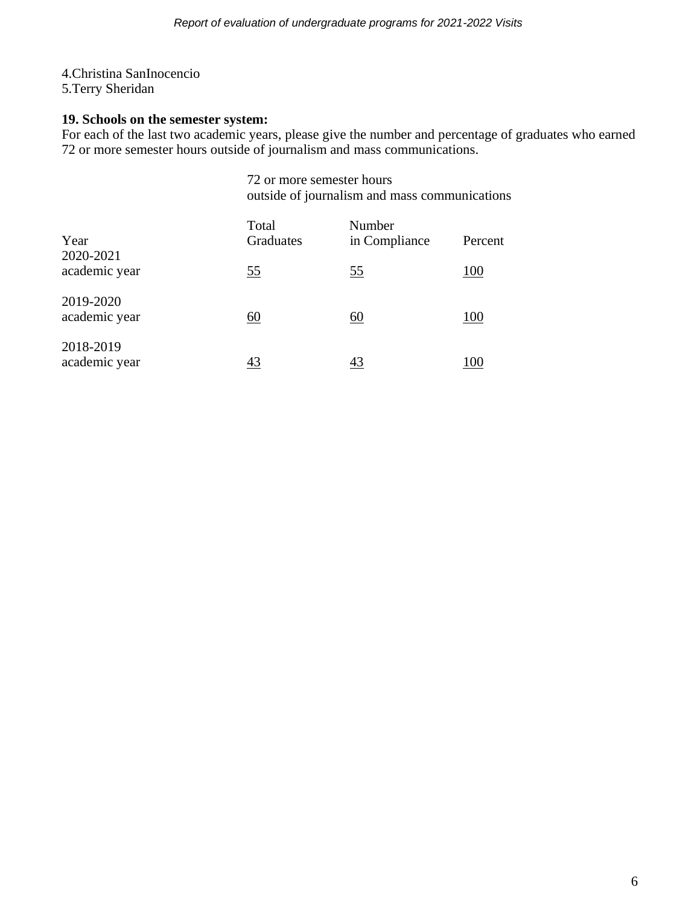4.Christina SanInocencio
5.Terry Sheridan

**19. Schools on the semester system:**
For each of the last two academic years, please give the number and percentage of graduates who earned 72 or more semester hours outside of journalism and mass communications.

| | 72 or more semester hours outside of journalism and mass communications | | |
|---|---|---|---|
| Year | Total Graduates | Number in Compliance | Percent |
| 2020-2021 academic year | 55 | 55 | 100 |
| 2019-2020 academic year | 60 | 60 | 100 |
| 2018-2019 academic year | 43 | 43 | 100 |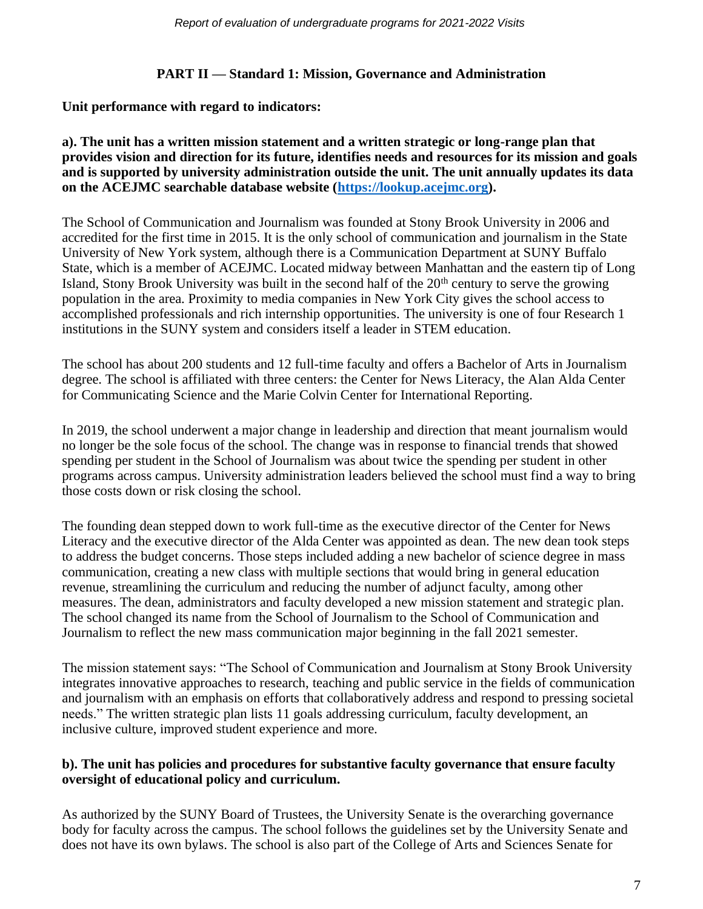## PART II — Standard 1: Mission, Governance and Administration

**Unit performance with regard to indicators:**

**a). The unit has a written mission statement and a written strategic or long-range plan that provides vision and direction for its future, identifies needs and resources for its mission and goals and is supported by university administration outside the unit. The unit annually updates its data on the ACEJMC searchable database website ([https://lookup.acejmc.org](https://lookup.acejmc.org)).**

The School of Communication and Journalism was founded at Stony Brook University in 2006 and accredited for the first time in 2015. It is the only school of communication and journalism in the State University of New York system, although there is a Communication Department at SUNY Buffalo State, which is a member of ACEJMC. Located midway between Manhattan and the eastern tip of Long Island, Stony Brook University was built in the second half of the 20th century to serve the growing population in the area. Proximity to media companies in New York City gives the school access to accomplished professionals and rich internship opportunities. The university is one of four Research 1 institutions in the SUNY system and considers itself a leader in STEM education.

The school has about 200 students and 12 full-time faculty and offers a Bachelor of Arts in Journalism degree. The school is affiliated with three centers: the Center for News Literacy, the Alan Alda Center for Communicating Science and the Marie Colvin Center for International Reporting.

In 2019, the school underwent a major change in leadership and direction that meant journalism would no longer be the sole focus of the school. The change was in response to financial trends that showed spending per student in the School of Journalism was about twice the spending per student in other programs across campus. University administration leaders believed the school must find a way to bring those costs down or risk closing the school.

The founding dean stepped down to work full-time as the executive director of the Center for News Literacy and the executive director of the Alda Center was appointed as dean. The new dean took steps to address the budget concerns. Those steps included adding a new bachelor of science degree in mass communication, creating a new class with multiple sections that would bring in general education revenue, streamlining the curriculum and reducing the number of adjunct faculty, among other measures. The dean, administrators and faculty developed a new mission statement and strategic plan. The school changed its name from the School of Journalism to the School of Communication and Journalism to reflect the new mass communication major beginning in the fall 2021 semester.

The mission statement says: "The School of Communication and Journalism at Stony Brook University integrates innovative approaches to research, teaching and public service in the fields of communication and journalism with an emphasis on efforts that collaboratively address and respond to pressing societal needs." The written strategic plan lists 11 goals addressing curriculum, faculty development, an inclusive culture, improved student experience and more.

**b). The unit has policies and procedures for substantive faculty governance that ensure faculty oversight of educational policy and curriculum.**

As authorized by the SUNY Board of Trustees, the University Senate is the overarching governance body for faculty across the campus. The school follows the guidelines set by the University Senate and does not have its own bylaws. The school is also part of the College of Arts and Sciences Senate for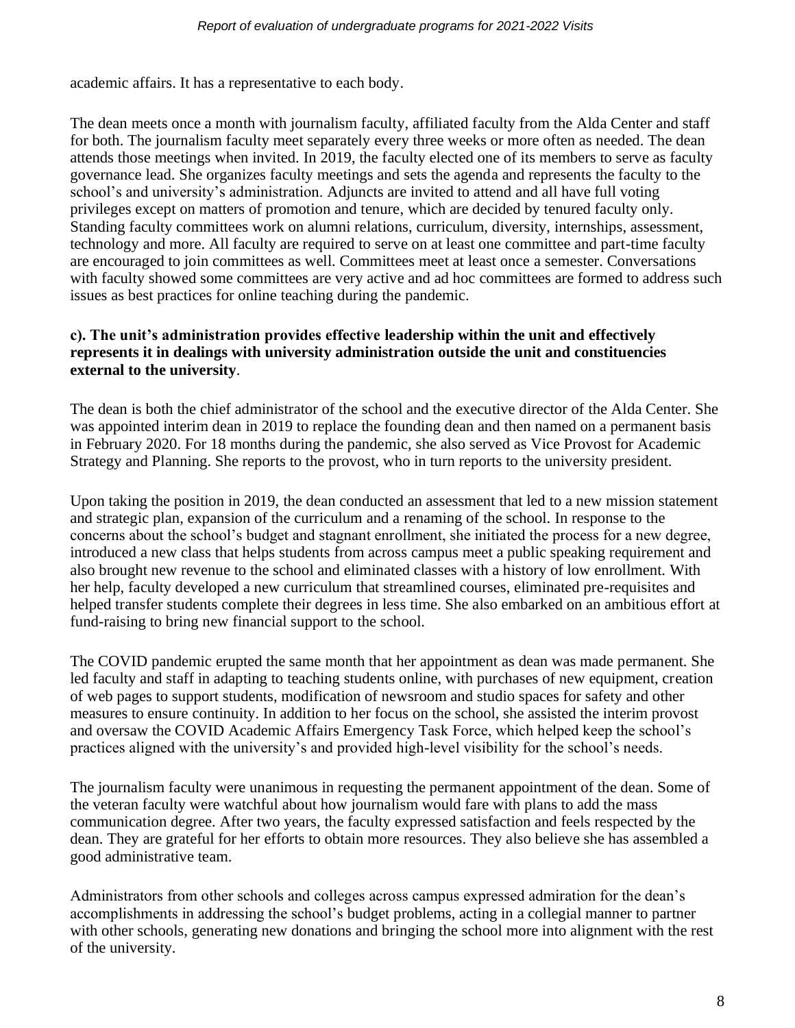academic affairs. It has a representative to each body.

The dean meets once a month with journalism faculty, affiliated faculty from the Alda Center and staff for both. The journalism faculty meet separately every three weeks or more often as needed. The dean attends those meetings when invited. In 2019, the faculty elected one of its members to serve as faculty governance lead. She organizes faculty meetings and sets the agenda and represents the faculty to the school's and university's administration. Adjuncts are invited to attend and all have full voting privileges except on matters of promotion and tenure, which are decided by tenured faculty only. Standing faculty committees work on alumni relations, curriculum, diversity, internships, assessment, technology and more. All faculty are required to serve on at least one committee and part-time faculty are encouraged to join committees as well. Committees meet at least once a semester. Conversations with faculty showed some committees are very active and ad hoc committees are formed to address such issues as best practices for online teaching during the pandemic.

**c). The unit's administration provides effective leadership within the unit and effectively represents it in dealings with university administration outside the unit and constituencies external to the university**.

The dean is both the chief administrator of the school and the executive director of the Alda Center. She was appointed interim dean in 2019 to replace the founding dean and then named on a permanent basis in February 2020. For 18 months during the pandemic, she also served as Vice Provost for Academic Strategy and Planning. She reports to the provost, who in turn reports to the university president.

Upon taking the position in 2019, the dean conducted an assessment that led to a new mission statement and strategic plan, expansion of the curriculum and a renaming of the school. In response to the concerns about the school's budget and stagnant enrollment, she initiated the process for a new degree, introduced a new class that helps students from across campus meet a public speaking requirement and also brought new revenue to the school and eliminated classes with a history of low enrollment. With her help, faculty developed a new curriculum that streamlined courses, eliminated pre-requisites and helped transfer students complete their degrees in less time. She also embarked on an ambitious effort at fund-raising to bring new financial support to the school.

The COVID pandemic erupted the same month that her appointment as dean was made permanent. She led faculty and staff in adapting to teaching students online, with purchases of new equipment, creation of web pages to support students, modification of newsroom and studio spaces for safety and other measures to ensure continuity. In addition to her focus on the school, she assisted the interim provost and oversaw the COVID Academic Affairs Emergency Task Force, which helped keep the school's practices aligned with the university's and provided high-level visibility for the school's needs.

The journalism faculty were unanimous in requesting the permanent appointment of the dean. Some of the veteran faculty were watchful about how journalism would fare with plans to add the mass communication degree. After two years, the faculty expressed satisfaction and feels respected by the dean. They are grateful for her efforts to obtain more resources. They also believe she has assembled a good administrative team.

Administrators from other schools and colleges across campus expressed admiration for the dean's accomplishments in addressing the school's budget problems, acting in a collegial manner to partner with other schools, generating new donations and bringing the school more into alignment with the rest of the university.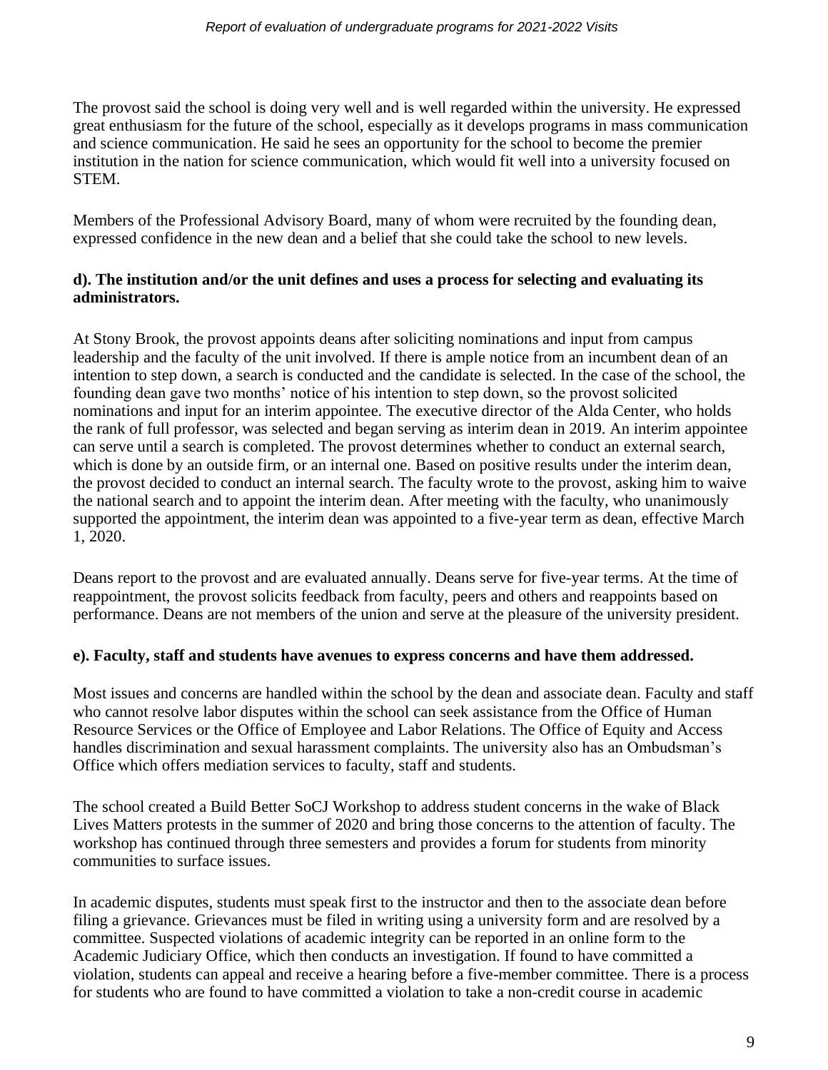The provost said the school is doing very well and is well regarded within the university. He expressed great enthusiasm for the future of the school, especially as it develops programs in mass communication and science communication. He said he sees an opportunity for the school to become the premier institution in the nation for science communication, which would fit well into a university focused on STEM.

Members of the Professional Advisory Board, many of whom were recruited by the founding dean, expressed confidence in the new dean and a belief that she could take the school to new levels.

**d). The institution and/or the unit defines and uses a process for selecting and evaluating its administrators.**

At Stony Brook, the provost appoints deans after soliciting nominations and input from campus leadership and the faculty of the unit involved. If there is ample notice from an incumbent dean of an intention to step down, a search is conducted and the candidate is selected. In the case of the school, the founding dean gave two months' notice of his intention to step down, so the provost solicited nominations and input for an interim appointee. The executive director of the Alda Center, who holds the rank of full professor, was selected and began serving as interim dean in 2019. An interim appointee can serve until a search is completed. The provost determines whether to conduct an external search, which is done by an outside firm, or an internal one. Based on positive results under the interim dean, the provost decided to conduct an internal search. The faculty wrote to the provost, asking him to waive the national search and to appoint the interim dean. After meeting with the faculty, who unanimously supported the appointment, the interim dean was appointed to a five-year term as dean, effective March 1, 2020.

Deans report to the provost and are evaluated annually. Deans serve for five-year terms. At the time of reappointment, the provost solicits feedback from faculty, peers and others and reappoints based on performance. Deans are not members of the union and serve at the pleasure of the university president.

**e). Faculty, staff and students have avenues to express concerns and have them addressed.**

Most issues and concerns are handled within the school by the dean and associate dean. Faculty and staff who cannot resolve labor disputes within the school can seek assistance from the Office of Human Resource Services or the Office of Employee and Labor Relations. The Office of Equity and Access handles discrimination and sexual harassment complaints. The university also has an Ombudsman's Office which offers mediation services to faculty, staff and students.

The school created a Build Better SoCJ Workshop to address student concerns in the wake of Black Lives Matters protests in the summer of 2020 and bring those concerns to the attention of faculty. The workshop has continued through three semesters and provides a forum for students from minority communities to surface issues.

In academic disputes, students must speak first to the instructor and then to the associate dean before filing a grievance. Grievances must be filed in writing using a university form and are resolved by a committee. Suspected violations of academic integrity can be reported in an online form to the Academic Judiciary Office, which then conducts an investigation. If found to have committed a violation, students can appeal and receive a hearing before a five-member committee. There is a process for students who are found to have committed a violation to take a non-credit course in academic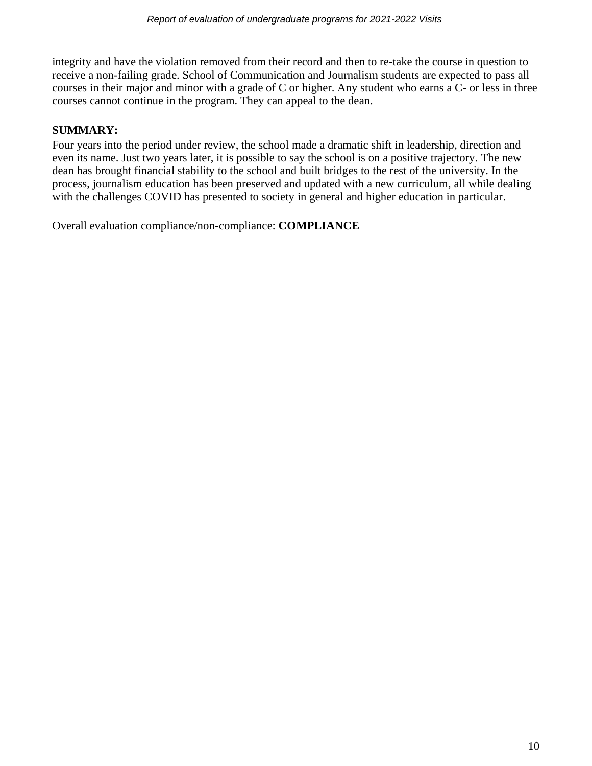integrity and have the violation removed from their record and then to re-take the course in question to receive a non-failing grade. School of Communication and Journalism students are expected to pass all courses in their major and minor with a grade of C or higher. Any student who earns a C- or less in three courses cannot continue in the program. They can appeal to the dean.

**SUMMARY:**

Four years into the period under review, the school made a dramatic shift in leadership, direction and even its name. Just two years later, it is possible to say the school is on a positive trajectory. The new dean has brought financial stability to the school and built bridges to the rest of the university. In the process, journalism education has been preserved and updated with a new curriculum, all while dealing with the challenges COVID has presented to society in general and higher education in particular.

Overall evaluation compliance/non-compliance: **COMPLIANCE**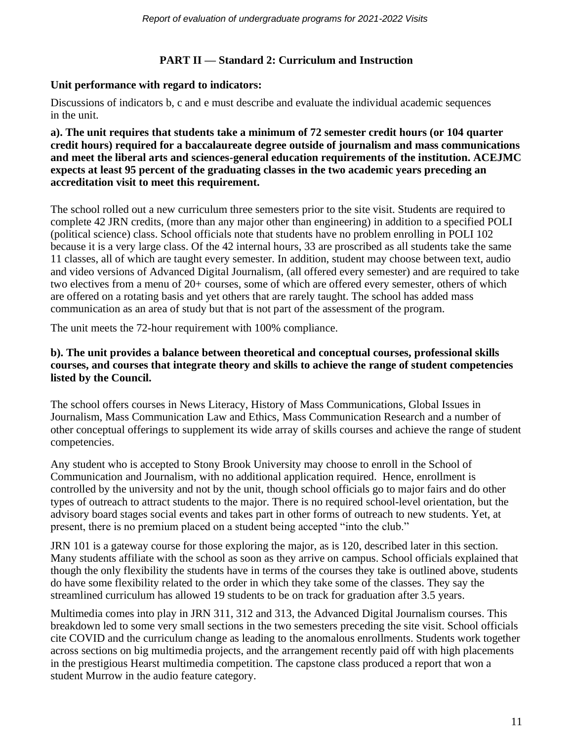## PART II — Standard 2: Curriculum and Instruction

**Unit performance with regard to indicators:**

Discussions of indicators b, c and e must describe and evaluate the individual academic sequences in the unit.

**a). The unit requires that students take a minimum of 72 semester credit hours (or 104 quarter credit hours) required for a baccalaureate degree outside of journalism and mass communications and meet the liberal arts and sciences-general education requirements of the institution. ACEJMC expects at least 95 percent of the graduating classes in the two academic years preceding an accreditation visit to meet this requirement.**

The school rolled out a new curriculum three semesters prior to the site visit. Students are required to complete 42 JRN credits, (more than any major other than engineering) in addition to a specified POLI (political science) class. School officials note that students have no problem enrolling in POLI 102 because it is a very large class. Of the 42 internal hours, 33 are proscribed as all students take the same 11 classes, all of which are taught every semester. In addition, student may choose between text, audio and video versions of Advanced Digital Journalism, (all offered every semester) and are required to take two electives from a menu of 20+ courses, some of which are offered every semester, others of which are offered on a rotating basis and yet others that are rarely taught. The school has added mass communication as an area of study but that is not part of the assessment of the program.

The unit meets the 72-hour requirement with 100% compliance.

**b). The unit provides a balance between theoretical and conceptual courses, professional skills courses, and courses that integrate theory and skills to achieve the range of student competencies listed by the Council.**

The school offers courses in News Literacy, History of Mass Communications, Global Issues in Journalism, Mass Communication Law and Ethics, Mass Communication Research and a number of other conceptual offerings to supplement its wide array of skills courses and achieve the range of student competencies.

Any student who is accepted to Stony Brook University may choose to enroll in the School of Communication and Journalism, with no additional application required. Hence, enrollment is controlled by the university and not by the unit, though school officials go to major fairs and do other types of outreach to attract students to the major. There is no required school-level orientation, but the advisory board stages social events and takes part in other forms of outreach to new students. Yet, at present, there is no premium placed on a student being accepted "into the club."

JRN 101 is a gateway course for those exploring the major, as is 120, described later in this section. Many students affiliate with the school as soon as they arrive on campus. School officials explained that though the only flexibility the students have in terms of the courses they take is outlined above, students do have some flexibility related to the order in which they take some of the classes. They say the streamlined curriculum has allowed 19 students to be on track for graduation after 3.5 years.

Multimedia comes into play in JRN 311, 312 and 313, the Advanced Digital Journalism courses. This breakdown led to some very small sections in the two semesters preceding the site visit. School officials cite COVID and the curriculum change as leading to the anomalous enrollments. Students work together across sections on big multimedia projects, and the arrangement recently paid off with high placements in the prestigious Hearst multimedia competition. The capstone class produced a report that won a student Murrow in the audio feature category.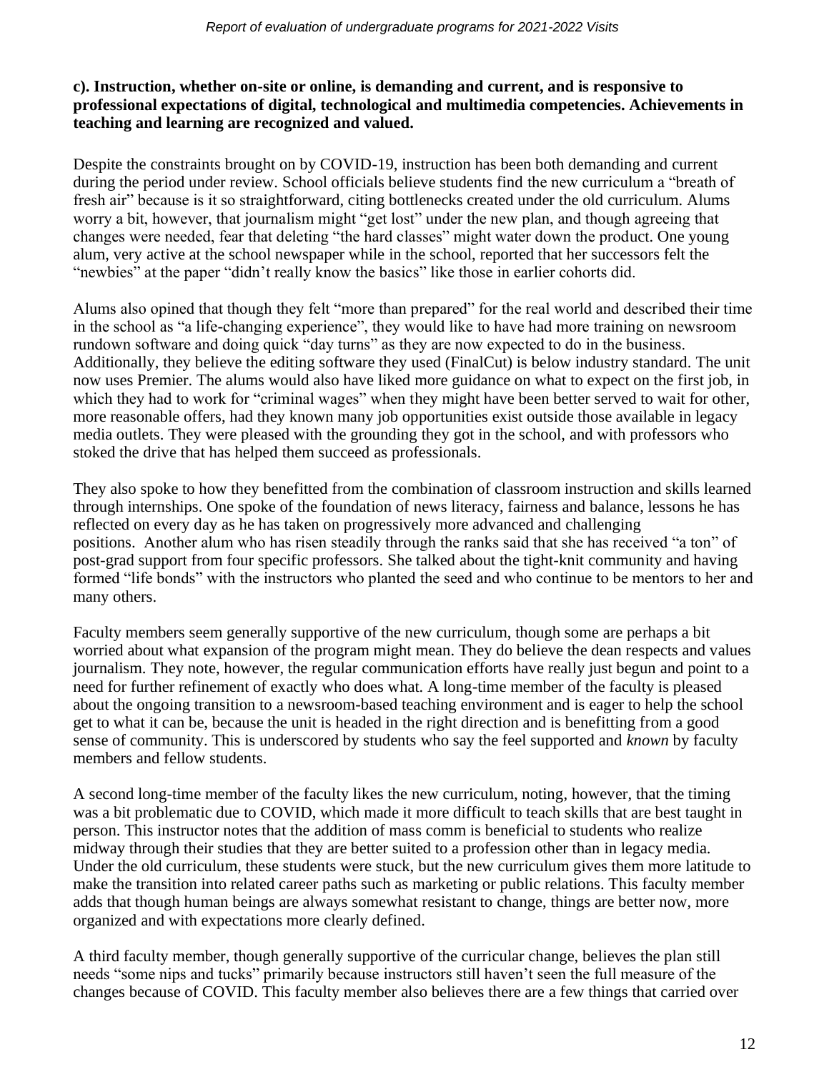**c). Instruction, whether on-site or online, is demanding and current, and is responsive to professional expectations of digital, technological and multimedia competencies. Achievements in teaching and learning are recognized and valued.**

Despite the constraints brought on by COVID-19, instruction has been both demanding and current during the period under review. School officials believe students find the new curriculum a "breath of fresh air" because is it so straightforward, citing bottlenecks created under the old curriculum. Alums worry a bit, however, that journalism might "get lost" under the new plan, and though agreeing that changes were needed, fear that deleting "the hard classes" might water down the product. One young alum, very active at the school newspaper while in the school, reported that her successors felt the "newbies" at the paper "didn't really know the basics" like those in earlier cohorts did.

Alums also opined that though they felt "more than prepared" for the real world and described their time in the school as "a life-changing experience", they would like to have had more training on newsroom rundown software and doing quick "day turns" as they are now expected to do in the business. Additionally, they believe the editing software they used (FinalCut) is below industry standard. The unit now uses Premier. The alums would also have liked more guidance on what to expect on the first job, in which they had to work for "criminal wages" when they might have been better served to wait for other, more reasonable offers, had they known many job opportunities exist outside those available in legacy media outlets. They were pleased with the grounding they got in the school, and with professors who stoked the drive that has helped them succeed as professionals.

They also spoke to how they benefitted from the combination of classroom instruction and skills learned through internships. One spoke of the foundation of news literacy, fairness and balance, lessons he has reflected on every day as he has taken on progressively more advanced and challenging positions. Another alum who has risen steadily through the ranks said that she has received "a ton" of post-grad support from four specific professors. She talked about the tight-knit community and having formed "life bonds" with the instructors who planted the seed and who continue to be mentors to her and many others.

Faculty members seem generally supportive of the new curriculum, though some are perhaps a bit worried about what expansion of the program might mean. They do believe the dean respects and values journalism. They note, however, the regular communication efforts have really just begun and point to a need for further refinement of exactly who does what. A long-time member of the faculty is pleased about the ongoing transition to a newsroom-based teaching environment and is eager to help the school get to what it can be, because the unit is headed in the right direction and is benefitting from a good sense of community. This is underscored by students who say the feel supported and *known* by faculty members and fellow students.

A second long-time member of the faculty likes the new curriculum, noting, however, that the timing was a bit problematic due to COVID, which made it more difficult to teach skills that are best taught in person. This instructor notes that the addition of mass comm is beneficial to students who realize midway through their studies that they are better suited to a profession other than in legacy media. Under the old curriculum, these students were stuck, but the new curriculum gives them more latitude to make the transition into related career paths such as marketing or public relations. This faculty member adds that though human beings are always somewhat resistant to change, things are better now, more organized and with expectations more clearly defined.

A third faculty member, though generally supportive of the curricular change, believes the plan still needs "some nips and tucks" primarily because instructors still haven't seen the full measure of the changes because of COVID. This faculty member also believes there are a few things that carried over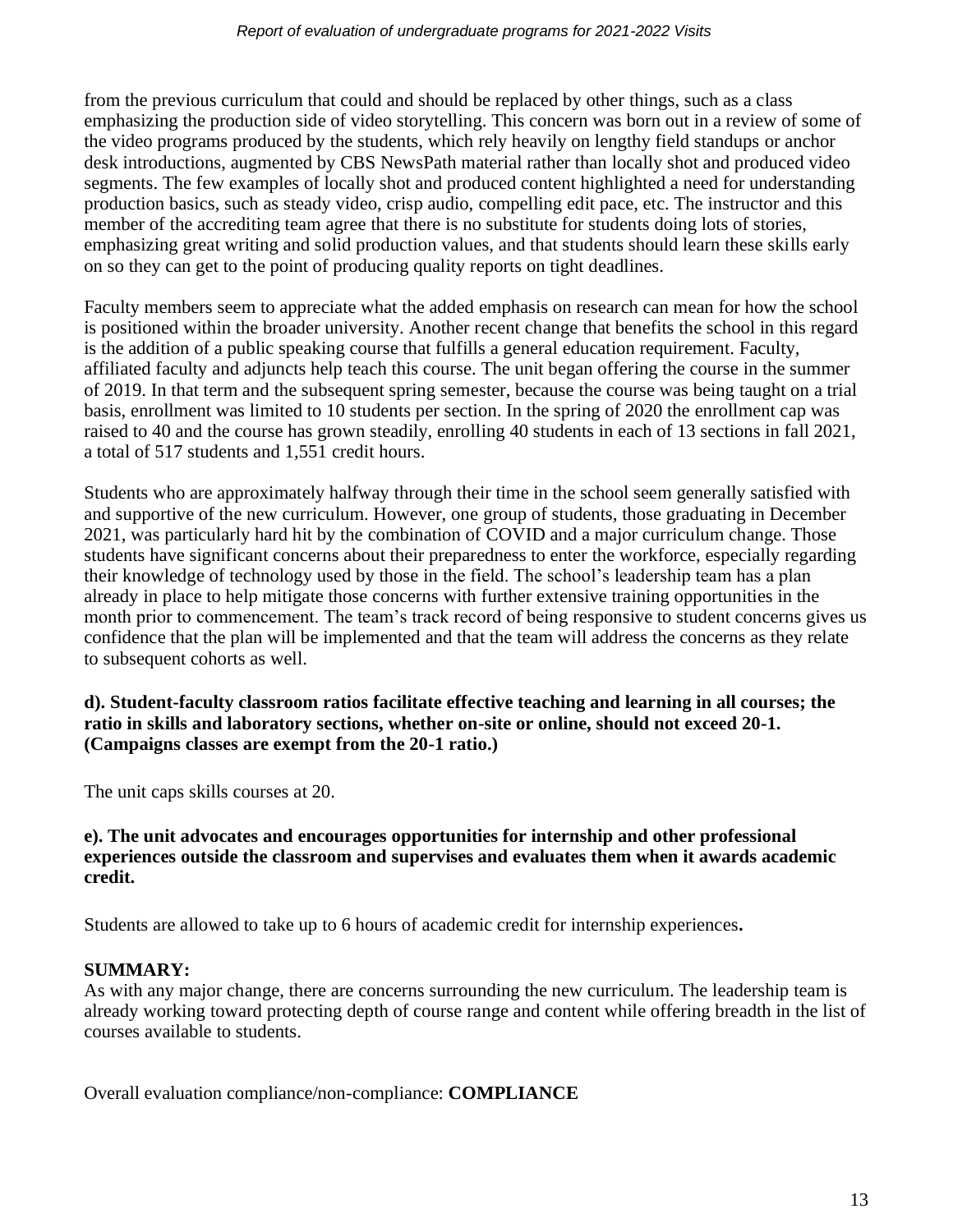from the previous curriculum that could and should be replaced by other things, such as a class emphasizing the production side of video storytelling. This concern was born out in a review of some of the video programs produced by the students, which rely heavily on lengthy field standups or anchor desk introductions, augmented by CBS NewsPath material rather than locally shot and produced video segments. The few examples of locally shot and produced content highlighted a need for understanding production basics, such as steady video, crisp audio, compelling edit pace, etc. The instructor and this member of the accrediting team agree that there is no substitute for students doing lots of stories, emphasizing great writing and solid production values, and that students should learn these skills early on so they can get to the point of producing quality reports on tight deadlines.

Faculty members seem to appreciate what the added emphasis on research can mean for how the school is positioned within the broader university. Another recent change that benefits the school in this regard is the addition of a public speaking course that fulfills a general education requirement. Faculty, affiliated faculty and adjuncts help teach this course. The unit began offering the course in the summer of 2019. In that term and the subsequent spring semester, because the course was being taught on a trial basis, enrollment was limited to 10 students per section. In the spring of 2020 the enrollment cap was raised to 40 and the course has grown steadily, enrolling 40 students in each of 13 sections in fall 2021, a total of 517 students and 1,551 credit hours.

Students who are approximately halfway through their time in the school seem generally satisfied with and supportive of the new curriculum. However, one group of students, those graduating in December 2021, was particularly hard hit by the combination of COVID and a major curriculum change. Those students have significant concerns about their preparedness to enter the workforce, especially regarding their knowledge of technology used by those in the field. The school's leadership team has a plan already in place to help mitigate those concerns with further extensive training opportunities in the month prior to commencement. The team's track record of being responsive to student concerns gives us confidence that the plan will be implemented and that the team will address the concerns as they relate to subsequent cohorts as well.

**d). Student-faculty classroom ratios facilitate effective teaching and learning in all courses; the ratio in skills and laboratory sections, whether on-site or online, should not exceed 20-1. (Campaigns classes are exempt from the 20-1 ratio.)**

The unit caps skills courses at 20.

**e). The unit advocates and encourages opportunities for internship and other professional experiences outside the classroom and supervises and evaluates them when it awards academic credit.**

Students are allowed to take up to 6 hours of academic credit for internship experiences**.**

**SUMMARY:**

As with any major change, there are concerns surrounding the new curriculum. The leadership team is already working toward protecting depth of course range and content while offering breadth in the list of courses available to students.

Overall evaluation compliance/non-compliance: **COMPLIANCE**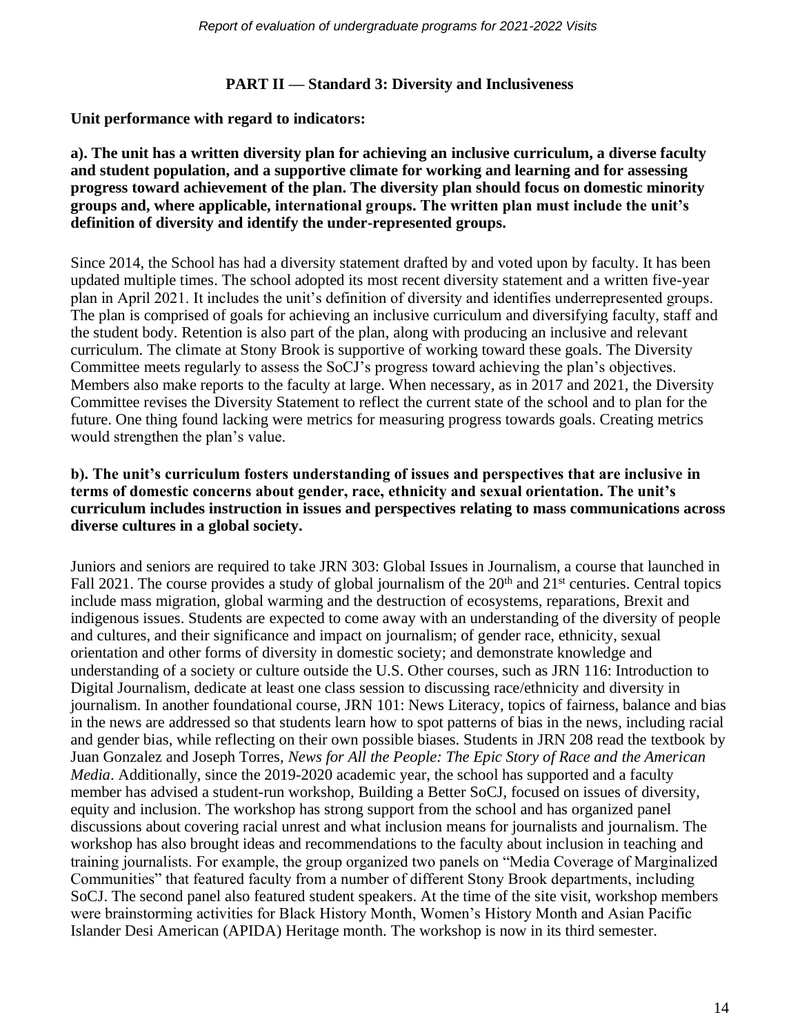## PART II — Standard 3: Diversity and Inclusiveness

**Unit performance with regard to indicators:**

**a). The unit has a written diversity plan for achieving an inclusive curriculum, a diverse faculty and student population, and a supportive climate for working and learning and for assessing progress toward achievement of the plan. The diversity plan should focus on domestic minority groups and, where applicable, international groups. The written plan must include the unit's definition of diversity and identify the under-represented groups.**

Since 2014, the School has had a diversity statement drafted by and voted upon by faculty. It has been updated multiple times. The school adopted its most recent diversity statement and a written five-year plan in April 2021. It includes the unit's definition of diversity and identifies underrepresented groups. The plan is comprised of goals for achieving an inclusive curriculum and diversifying faculty, staff and the student body. Retention is also part of the plan, along with producing an inclusive and relevant curriculum. The climate at Stony Brook is supportive of working toward these goals. The Diversity Committee meets regularly to assess the SoCJ's progress toward achieving the plan's objectives. Members also make reports to the faculty at large. When necessary, as in 2017 and 2021, the Diversity Committee revises the Diversity Statement to reflect the current state of the school and to plan for the future. One thing found lacking were metrics for measuring progress towards goals. Creating metrics would strengthen the plan's value.

**b). The unit's curriculum fosters understanding of issues and perspectives that are inclusive in terms of domestic concerns about gender, race, ethnicity and sexual orientation. The unit's curriculum includes instruction in issues and perspectives relating to mass communications across diverse cultures in a global society.**

Juniors and seniors are required to take JRN 303: Global Issues in Journalism, a course that launched in Fall 2021. The course provides a study of global journalism of the 20th and 21st centuries. Central topics include mass migration, global warming and the destruction of ecosystems, reparations, Brexit and indigenous issues. Students are expected to come away with an understanding of the diversity of people and cultures, and their significance and impact on journalism; of gender race, ethnicity, sexual orientation and other forms of diversity in domestic society; and demonstrate knowledge and understanding of a society or culture outside the U.S. Other courses, such as JRN 116: Introduction to Digital Journalism, dedicate at least one class session to discussing race/ethnicity and diversity in journalism. In another foundational course, JRN 101: News Literacy, topics of fairness, balance and bias in the news are addressed so that students learn how to spot patterns of bias in the news, including racial and gender bias, while reflecting on their own possible biases. Students in JRN 208 read the textbook by Juan Gonzalez and Joseph Torres, *News for All the People: The Epic Story of Race and the American Media*. Additionally, since the 2019-2020 academic year, the school has supported and a faculty member has advised a student-run workshop, Building a Better SoCJ, focused on issues of diversity, equity and inclusion. The workshop has strong support from the school and has organized panel discussions about covering racial unrest and what inclusion means for journalists and journalism. The workshop has also brought ideas and recommendations to the faculty about inclusion in teaching and training journalists. For example, the group organized two panels on "Media Coverage of Marginalized Communities" that featured faculty from a number of different Stony Brook departments, including SoCJ. The second panel also featured student speakers. At the time of the site visit, workshop members were brainstorming activities for Black History Month, Women's History Month and Asian Pacific Islander Desi American (APIDA) Heritage month. The workshop is now in its third semester.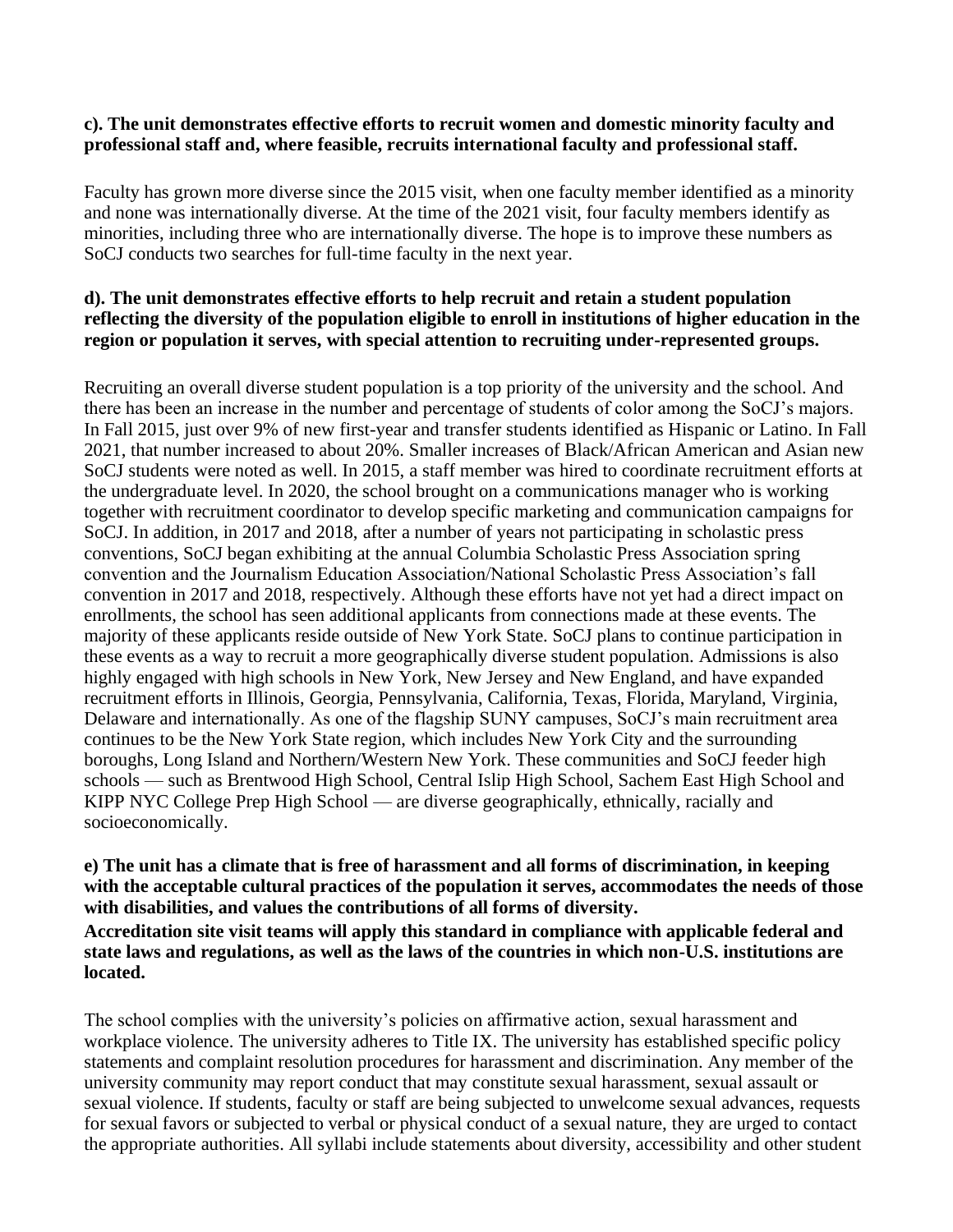**c). The unit demonstrates effective efforts to recruit women and domestic minority faculty and professional staff and, where feasible, recruits international faculty and professional staff.**

Faculty has grown more diverse since the 2015 visit, when one faculty member identified as a minority and none was internationally diverse. At the time of the 2021 visit, four faculty members identify as minorities, including three who are internationally diverse. The hope is to improve these numbers as SoCJ conducts two searches for full-time faculty in the next year.

**d). The unit demonstrates effective efforts to help recruit and retain a student population reflecting the diversity of the population eligible to enroll in institutions of higher education in the region or population it serves, with special attention to recruiting under-represented groups.**

Recruiting an overall diverse student population is a top priority of the university and the school. And there has been an increase in the number and percentage of students of color among the SoCJ's majors. In Fall 2015, just over 9% of new first-year and transfer students identified as Hispanic or Latino. In Fall 2021, that number increased to about 20%. Smaller increases of Black/African American and Asian new SoCJ students were noted as well. In 2015, a staff member was hired to coordinate recruitment efforts at the undergraduate level. In 2020, the school brought on a communications manager who is working together with recruitment coordinator to develop specific marketing and communication campaigns for SoCJ. In addition, in 2017 and 2018, after a number of years not participating in scholastic press conventions, SoCJ began exhibiting at the annual Columbia Scholastic Press Association spring convention and the Journalism Education Association/National Scholastic Press Association's fall convention in 2017 and 2018, respectively. Although these efforts have not yet had a direct impact on enrollments, the school has seen additional applicants from connections made at these events. The majority of these applicants reside outside of New York State. SoCJ plans to continue participation in these events as a way to recruit a more geographically diverse student population. Admissions is also highly engaged with high schools in New York, New Jersey and New England, and have expanded recruitment efforts in Illinois, Georgia, Pennsylvania, California, Texas, Florida, Maryland, Virginia, Delaware and internationally. As one of the flagship SUNY campuses, SoCJ's main recruitment area continues to be the New York State region, which includes New York City and the surrounding boroughs, Long Island and Northern/Western New York. These communities and SoCJ feeder high schools — such as Brentwood High School, Central Islip High School, Sachem East High School and KIPP NYC College Prep High School — are diverse geographically, ethnically, racially and socioeconomically.

**e) The unit has a climate that is free of harassment and all forms of discrimination, in keeping with the acceptable cultural practices of the population it serves, accommodates the needs of those with disabilities, and values the contributions of all forms of diversity.**
**Accreditation site visit teams will apply this standard in compliance with applicable federal and state laws and regulations, as well as the laws of the countries in which non-U.S. institutions are located.**

The school complies with the university's policies on affirmative action, sexual harassment and workplace violence. The university adheres to Title IX. The university has established specific policy statements and complaint resolution procedures for harassment and discrimination. Any member of the university community may report conduct that may constitute sexual harassment, sexual assault or sexual violence. If students, faculty or staff are being subjected to unwelcome sexual advances, requests for sexual favors or subjected to verbal or physical conduct of a sexual nature, they are urged to contact the appropriate authorities. All syllabi include statements about diversity, accessibility and other student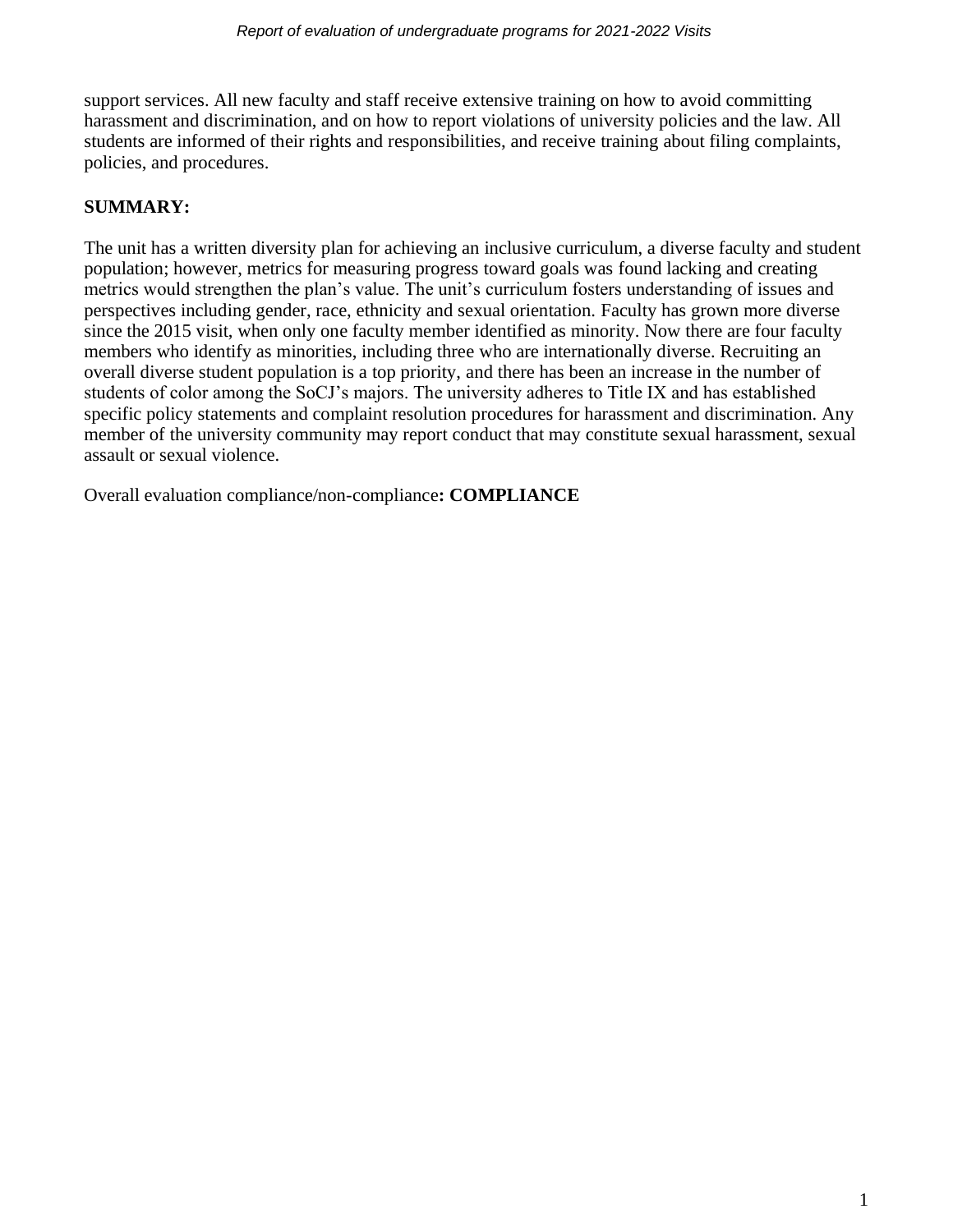support services. All new faculty and staff receive extensive training on how to avoid committing harassment and discrimination, and on how to report violations of university policies and the law. All students are informed of their rights and responsibilities, and receive training about filing complaints, policies, and procedures.

**SUMMARY:**

The unit has a written diversity plan for achieving an inclusive curriculum, a diverse faculty and student population; however, metrics for measuring progress toward goals was found lacking and creating metrics would strengthen the plan's value. The unit's curriculum fosters understanding of issues and perspectives including gender, race, ethnicity and sexual orientation. Faculty has grown more diverse since the 2015 visit, when only one faculty member identified as minority. Now there are four faculty members who identify as minorities, including three who are internationally diverse. Recruiting an overall diverse student population is a top priority, and there has been an increase in the number of students of color among the SoCJ's majors. The university adheres to Title IX and has established specific policy statements and complaint resolution procedures for harassment and discrimination. Any member of the university community may report conduct that may constitute sexual harassment, sexual assault or sexual violence.

Overall evaluation compliance/non-compliance**: COMPLIANCE**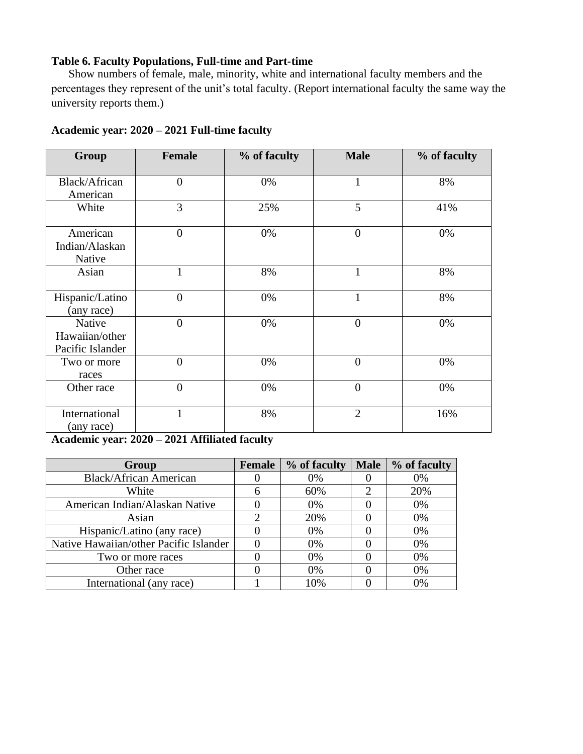**Table 6. Faculty Populations, Full-time and Part-time**

Show numbers of female, male, minority, white and international faculty members and the percentages they represent of the unit's total faculty. (Report international faculty the same way the university reports them.)

**Academic year: 2020 – 2021 Full-time faculty**

| Group | Female | % of faculty | Male | % of faculty |
|---|---|---|---|---|
| Black/African American | 0 | 0% | 1 | 8% |
| White | 3 | 25% | 5 | 41% |
| American Indian/Alaskan Native | 0 | 0% | 0 | 0% |
| Asian | 1 | 8% | 1 | 8% |
| Hispanic/Latino (any race) | 0 | 0% | 1 | 8% |
| Native Hawaiian/other Pacific Islander | 0 | 0% | 0 | 0% |
| Two or more races | 0 | 0% | 0 | 0% |
| Other race | 0 | 0% | 0 | 0% |
| International (any race) | 1 | 8% | 2 | 16% |

**Academic year: 2020 – 2021 Affiliated faculty**

| Group | Female | % of faculty | Male | % of faculty |
|---|---|---|---|---|
| Black/African American | 0 | 0% | 0 | 0% |
| White | 6 | 60% | 2 | 20% |
| American Indian/Alaskan Native | 0 | 0% | 0 | 0% |
| Asian | 2 | 20% | 0 | 0% |
| Hispanic/Latino (any race) | 0 | 0% | 0 | 0% |
| Native Hawaiian/other Pacific Islander | 0 | 0% | 0 | 0% |
| Two or more races | 0 | 0% | 0 | 0% |
| Other race | 0 | 0% | 0 | 0% |
| International (any race) | 1 | 10% | 0 | 0% |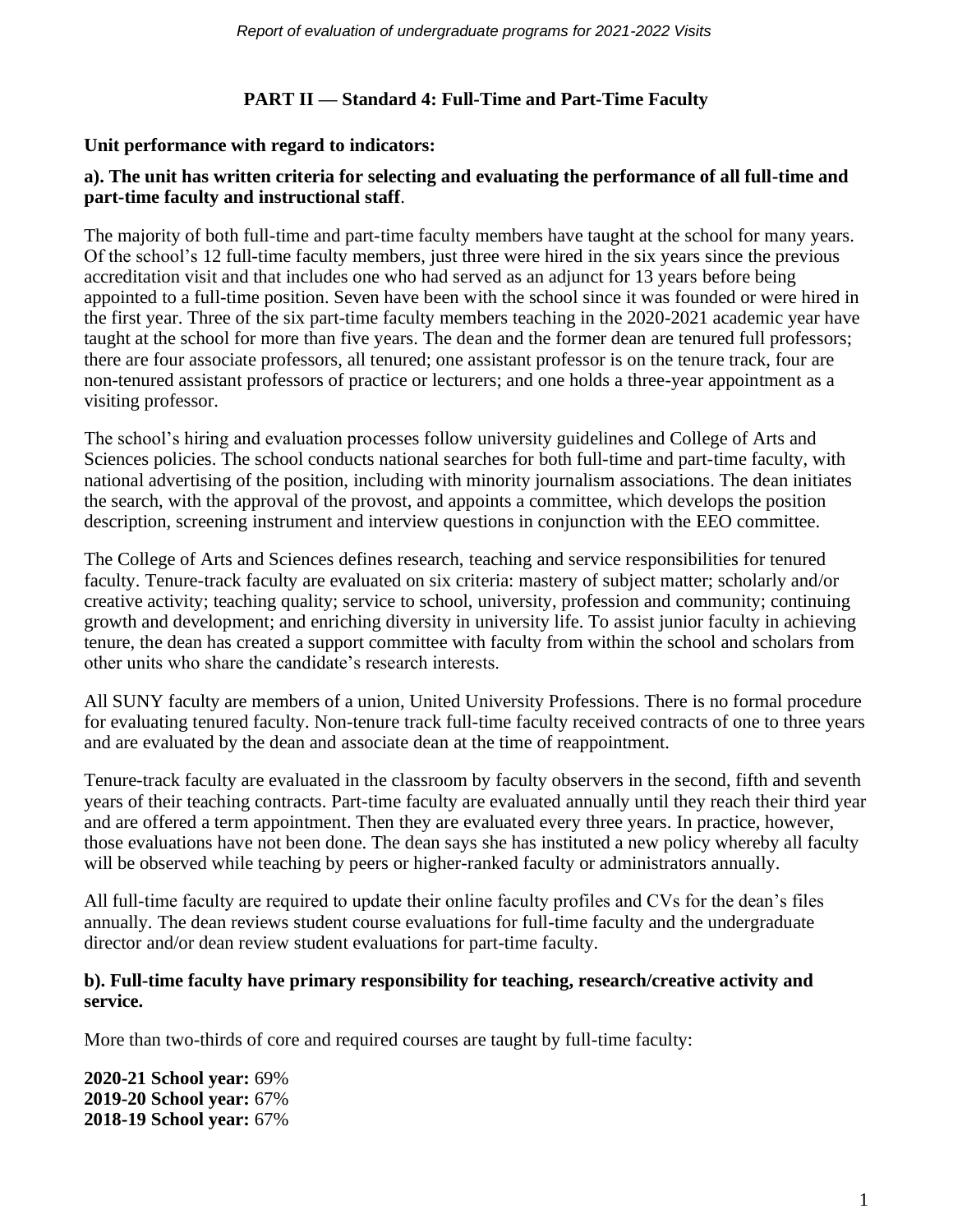## PART II — Standard 4: Full-Time and Part-Time Faculty

**Unit performance with regard to indicators:**

**a). The unit has written criteria for selecting and evaluating the performance of all full-time and part-time faculty and instructional staff**.

The majority of both full-time and part-time faculty members have taught at the school for many years. Of the school's 12 full-time faculty members, just three were hired in the six years since the previous accreditation visit and that includes one who had served as an adjunct for 13 years before being appointed to a full-time position. Seven have been with the school since it was founded or were hired in the first year. Three of the six part-time faculty members teaching in the 2020-2021 academic year have taught at the school for more than five years. The dean and the former dean are tenured full professors; there are four associate professors, all tenured; one assistant professor is on the tenure track, four are non-tenured assistant professors of practice or lecturers; and one holds a three-year appointment as a visiting professor.

The school's hiring and evaluation processes follow university guidelines and College of Arts and Sciences policies. The school conducts national searches for both full-time and part-time faculty, with national advertising of the position, including with minority journalism associations. The dean initiates the search, with the approval of the provost, and appoints a committee, which develops the position description, screening instrument and interview questions in conjunction with the EEO committee.

The College of Arts and Sciences defines research, teaching and service responsibilities for tenured faculty. Tenure-track faculty are evaluated on six criteria: mastery of subject matter; scholarly and/or creative activity; teaching quality; service to school, university, profession and community; continuing growth and development; and enriching diversity in university life. To assist junior faculty in achieving tenure, the dean has created a support committee with faculty from within the school and scholars from other units who share the candidate's research interests.

All SUNY faculty are members of a union, United University Professions. There is no formal procedure for evaluating tenured faculty. Non-tenure track full-time faculty received contracts of one to three years and are evaluated by the dean and associate dean at the time of reappointment.

Tenure-track faculty are evaluated in the classroom by faculty observers in the second, fifth and seventh years of their teaching contracts. Part-time faculty are evaluated annually until they reach their third year and are offered a term appointment. Then they are evaluated every three years. In practice, however, those evaluations have not been done. The dean says she has instituted a new policy whereby all faculty will be observed while teaching by peers or higher-ranked faculty or administrators annually.

All full-time faculty are required to update their online faculty profiles and CVs for the dean's files annually. The dean reviews student course evaluations for full-time faculty and the undergraduate director and/or dean review student evaluations for part-time faculty.

**b). Full-time faculty have primary responsibility for teaching, research/creative activity and service.**

More than two-thirds of core and required courses are taught by full-time faculty:

**2020-21 School year:** 69%
**2019-20 School year:** 67%
**2018-19 School year:** 67%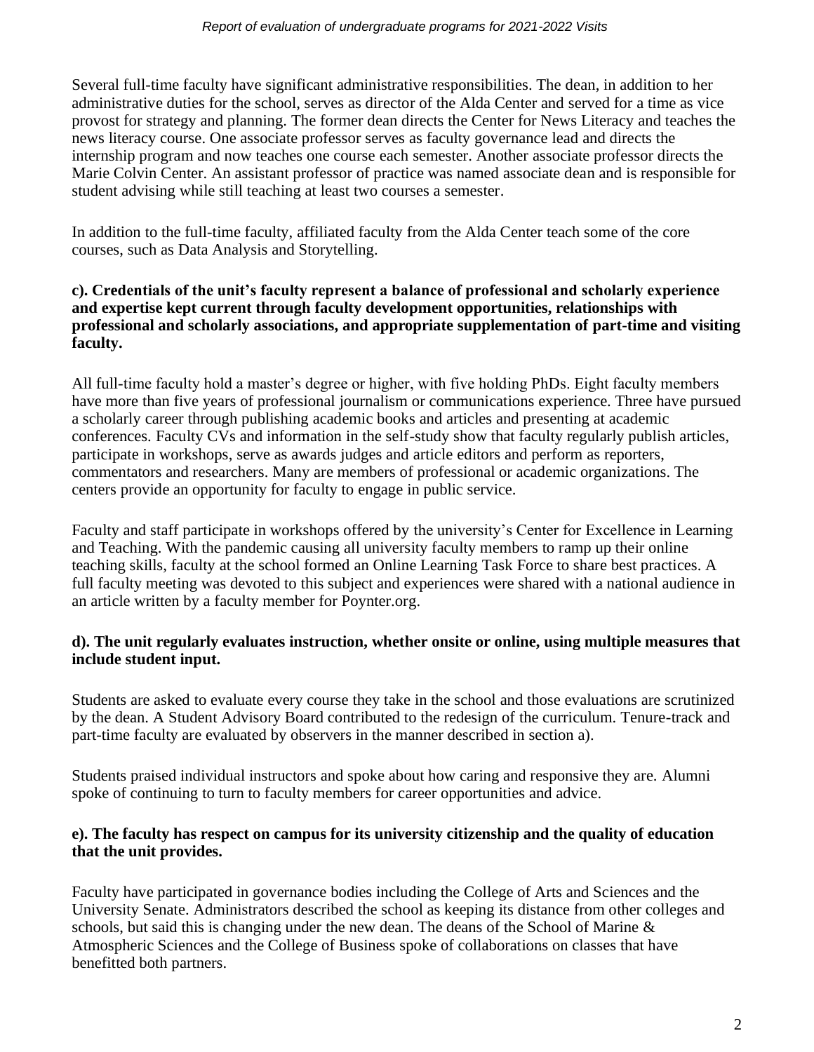Several full-time faculty have significant administrative responsibilities. The dean, in addition to her administrative duties for the school, serves as director of the Alda Center and served for a time as vice provost for strategy and planning. The former dean directs the Center for News Literacy and teaches the news literacy course. One associate professor serves as faculty governance lead and directs the internship program and now teaches one course each semester. Another associate professor directs the Marie Colvin Center. An assistant professor of practice was named associate dean and is responsible for student advising while still teaching at least two courses a semester.

In addition to the full-time faculty, affiliated faculty from the Alda Center teach some of the core courses, such as Data Analysis and Storytelling.

**c). Credentials of the unit's faculty represent a balance of professional and scholarly experience and expertise kept current through faculty development opportunities, relationships with professional and scholarly associations, and appropriate supplementation of part-time and visiting faculty.**

All full-time faculty hold a master's degree or higher, with five holding PhDs. Eight faculty members have more than five years of professional journalism or communications experience. Three have pursued a scholarly career through publishing academic books and articles and presenting at academic conferences. Faculty CVs and information in the self-study show that faculty regularly publish articles, participate in workshops, serve as awards judges and article editors and perform as reporters, commentators and researchers. Many are members of professional or academic organizations. The centers provide an opportunity for faculty to engage in public service.

Faculty and staff participate in workshops offered by the university's Center for Excellence in Learning and Teaching. With the pandemic causing all university faculty members to ramp up their online teaching skills, faculty at the school formed an Online Learning Task Force to share best practices. A full faculty meeting was devoted to this subject and experiences were shared with a national audience in an article written by a faculty member for Poynter.org.

**d). The unit regularly evaluates instruction, whether onsite or online, using multiple measures that include student input.**

Students are asked to evaluate every course they take in the school and those evaluations are scrutinized by the dean. A Student Advisory Board contributed to the redesign of the curriculum. Tenure-track and part-time faculty are evaluated by observers in the manner described in section a).

Students praised individual instructors and spoke about how caring and responsive they are. Alumni spoke of continuing to turn to faculty members for career opportunities and advice.

**e). The faculty has respect on campus for its university citizenship and the quality of education that the unit provides.**

Faculty have participated in governance bodies including the College of Arts and Sciences and the University Senate. Administrators described the school as keeping its distance from other colleges and schools, but said this is changing under the new dean. The deans of the School of Marine & Atmospheric Sciences and the College of Business spoke of collaborations on classes that have benefitted both partners.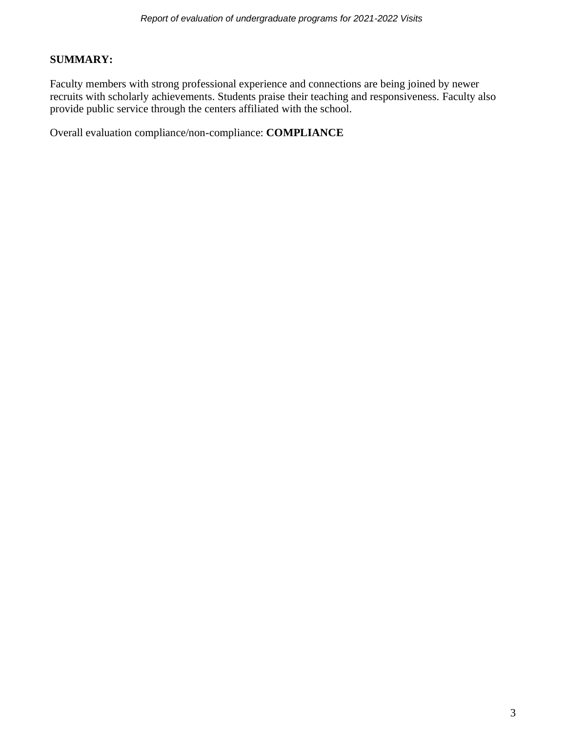**SUMMARY:**

Faculty members with strong professional experience and connections are being joined by newer recruits with scholarly achievements. Students praise their teaching and responsiveness. Faculty also provide public service through the centers affiliated with the school.

Overall evaluation compliance/non-compliance: **COMPLIANCE**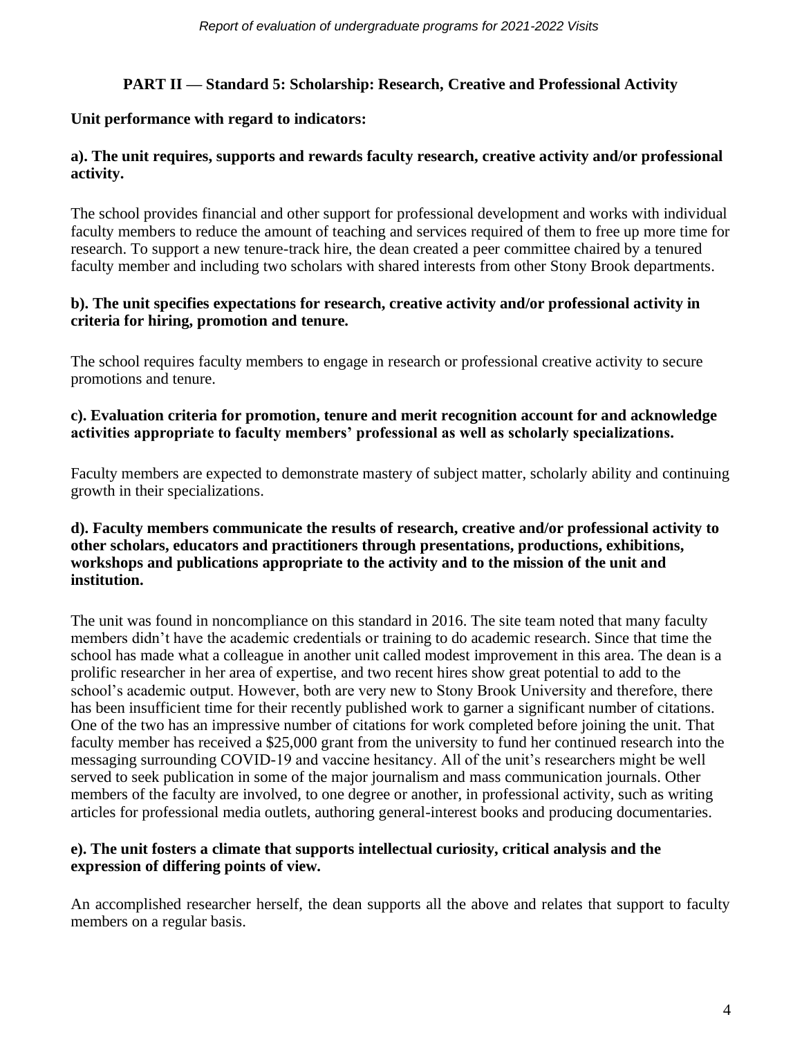## PART II — Standard 5: Scholarship: Research, Creative and Professional Activity

**Unit performance with regard to indicators:**

**a). The unit requires, supports and rewards faculty research, creative activity and/or professional activity.**

The school provides financial and other support for professional development and works with individual faculty members to reduce the amount of teaching and services required of them to free up more time for research. To support a new tenure-track hire, the dean created a peer committee chaired by a tenured faculty member and including two scholars with shared interests from other Stony Brook departments.

**b). The unit specifies expectations for research, creative activity and/or professional activity in criteria for hiring, promotion and tenure.**

The school requires faculty members to engage in research or professional creative activity to secure promotions and tenure.

**c). Evaluation criteria for promotion, tenure and merit recognition account for and acknowledge activities appropriate to faculty members' professional as well as scholarly specializations.**

Faculty members are expected to demonstrate mastery of subject matter, scholarly ability and continuing growth in their specializations.

**d). Faculty members communicate the results of research, creative and/or professional activity to other scholars, educators and practitioners through presentations, productions, exhibitions, workshops and publications appropriate to the activity and to the mission of the unit and institution.**

The unit was found in noncompliance on this standard in 2016. The site team noted that many faculty members didn't have the academic credentials or training to do academic research. Since that time the school has made what a colleague in another unit called modest improvement in this area. The dean is a prolific researcher in her area of expertise, and two recent hires show great potential to add to the school's academic output. However, both are very new to Stony Brook University and therefore, there has been insufficient time for their recently published work to garner a significant number of citations. One of the two has an impressive number of citations for work completed before joining the unit. That faculty member has received a $25,000 grant from the university to fund her continued research into the messaging surrounding COVID-19 and vaccine hesitancy. All of the unit's researchers might be well served to seek publication in some of the major journalism and mass communication journals. Other members of the faculty are involved, to one degree or another, in professional activity, such as writing articles for professional media outlets, authoring general-interest books and producing documentaries.

**e). The unit fosters a climate that supports intellectual curiosity, critical analysis and the expression of differing points of view.**

An accomplished researcher herself, the dean supports all the above and relates that support to faculty members on a regular basis.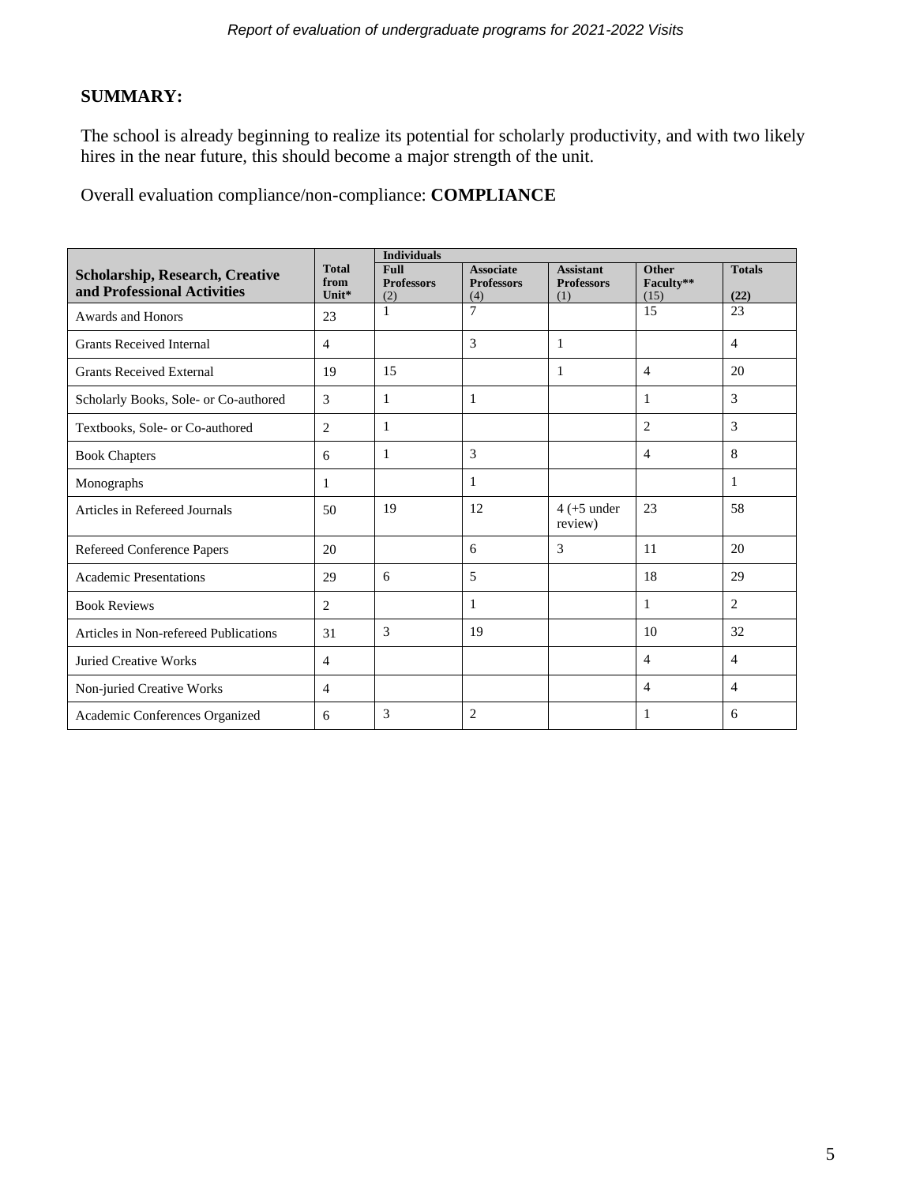## SUMMARY:

The school is already beginning to realize its potential for scholarly productivity, and with two likely hires in the near future, this should become a major strength of the unit.

Overall evaluation compliance/non-compliance: **COMPLIANCE**

| Scholarship, Research, Creative and Professional Activities | Total from Unit* | Individuals | | | | |
|---|---|---|---|---|---|---|
| | | Full Professors (2) | Associate Professors (4) | Assistant Professors (1) | Other Faculty** (15) | Totals (22) |
| Awards and Honors | 23 | 1 | 7 | | 15 | 23 |
| Grants Received Internal | 4 | | 3 | 1 | | 4 |
| Grants Received External | 19 | 15 | | 1 | 4 | 20 |
| Scholarly Books, Sole- or Co-authored | 3 | 1 | 1 | | 1 | 3 |
| Textbooks, Sole- or Co-authored | 2 | 1 | | | 2 | 3 |
| Book Chapters | 6 | 1 | 3 | | 4 | 8 |
| Monographs | 1 | | 1 | | | 1 |
| Articles in Refereed Journals | 50 | 19 | 12 | 4 (+5 under review) | 23 | 58 |
| Refereed Conference Papers | 20 | | 6 | 3 | 11 | 20 |
| Academic Presentations | 29 | 6 | 5 | | 18 | 29 |
| Book Reviews | 2 | | 1 | | 1 | 2 |
| Articles in Non-refereed Publications | 31 | 3 | 19 | | 10 | 32 |
| Juried Creative Works | 4 | | | | 4 | 4 |
| Non-juried Creative Works | 4 | | | | 4 | 4 |
| Academic Conferences Organized | 6 | 3 | 2 | | 1 | 6 |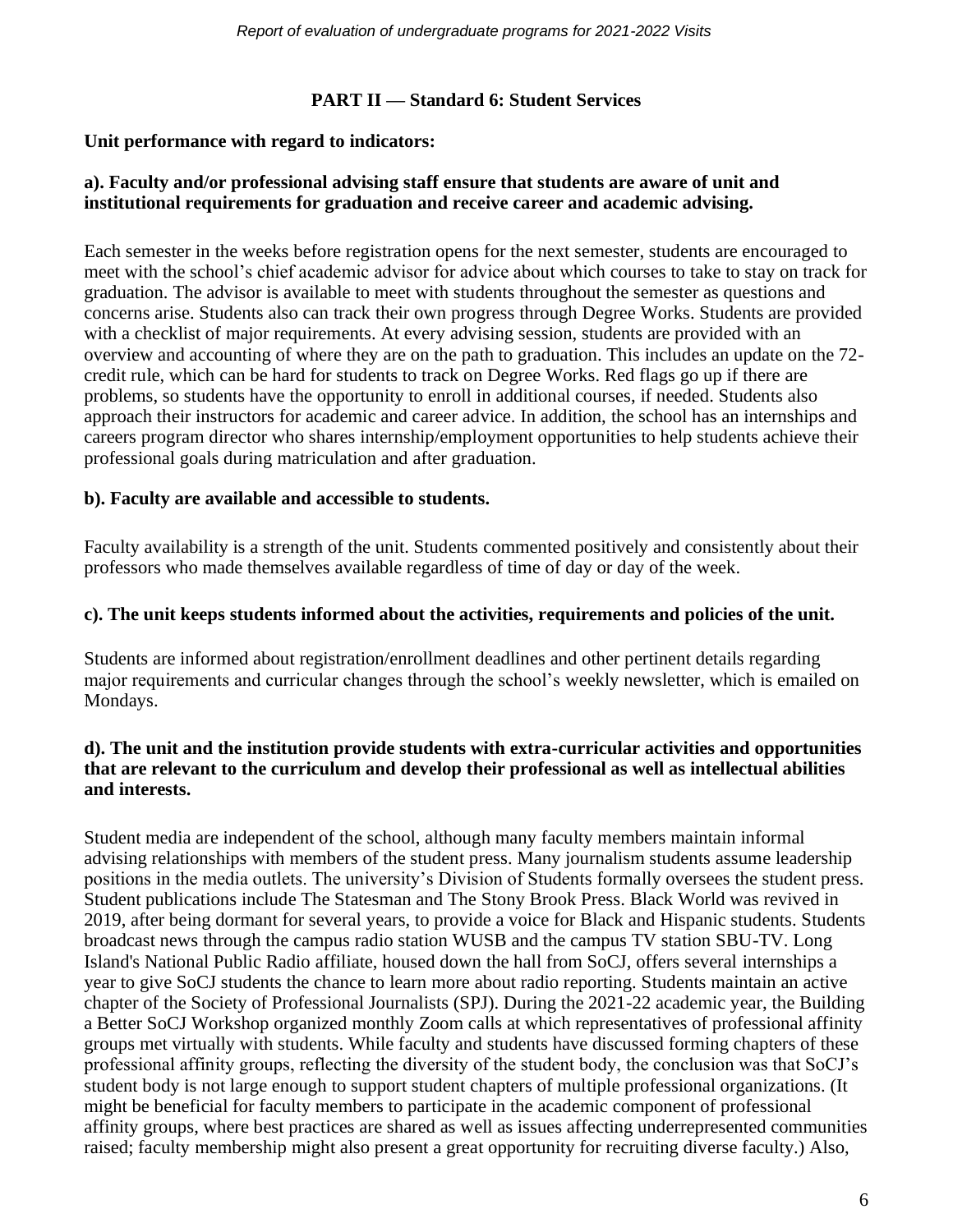## PART II — Standard 6: Student Services

**Unit performance with regard to indicators:**

**a). Faculty and/or professional advising staff ensure that students are aware of unit and institutional requirements for graduation and receive career and academic advising.**

Each semester in the weeks before registration opens for the next semester, students are encouraged to meet with the school's chief academic advisor for advice about which courses to take to stay on track for graduation. The advisor is available to meet with students throughout the semester as questions and concerns arise. Students also can track their own progress through Degree Works. Students are provided with a checklist of major requirements. At every advising session, students are provided with an overview and accounting of where they are on the path to graduation. This includes an update on the 72-credit rule, which can be hard for students to track on Degree Works. Red flags go up if there are problems, so students have the opportunity to enroll in additional courses, if needed. Students also approach their instructors for academic and career advice. In addition, the school has an internships and careers program director who shares internship/employment opportunities to help students achieve their professional goals during matriculation and after graduation.

**b). Faculty are available and accessible to students.**

Faculty availability is a strength of the unit. Students commented positively and consistently about their professors who made themselves available regardless of time of day or day of the week.

**c). The unit keeps students informed about the activities, requirements and policies of the unit.**

Students are informed about registration/enrollment deadlines and other pertinent details regarding major requirements and curricular changes through the school's weekly newsletter, which is emailed on Mondays.

**d). The unit and the institution provide students with extra-curricular activities and opportunities that are relevant to the curriculum and develop their professional as well as intellectual abilities and interests.**

Student media are independent of the school, although many faculty members maintain informal advising relationships with members of the student press. Many journalism students assume leadership positions in the media outlets. The university's Division of Students formally oversees the student press. Student publications include The Statesman and The Stony Brook Press. Black World was revived in 2019, after being dormant for several years, to provide a voice for Black and Hispanic students. Students broadcast news through the campus radio station WUSB and the campus TV station SBU-TV. Long Island's National Public Radio affiliate, housed down the hall from SoCJ, offers several internships a year to give SoCJ students the chance to learn more about radio reporting. Students maintain an active chapter of the Society of Professional Journalists (SPJ). During the 2021-22 academic year, the Building a Better SoCJ Workshop organized monthly Zoom calls at which representatives of professional affinity groups met virtually with students. While faculty and students have discussed forming chapters of these professional affinity groups, reflecting the diversity of the student body, the conclusion was that SoCJ's student body is not large enough to support student chapters of multiple professional organizations. (It might be beneficial for faculty members to participate in the academic component of professional affinity groups, where best practices are shared as well as issues affecting underrepresented communities raised; faculty membership might also present a great opportunity for recruiting diverse faculty.) Also,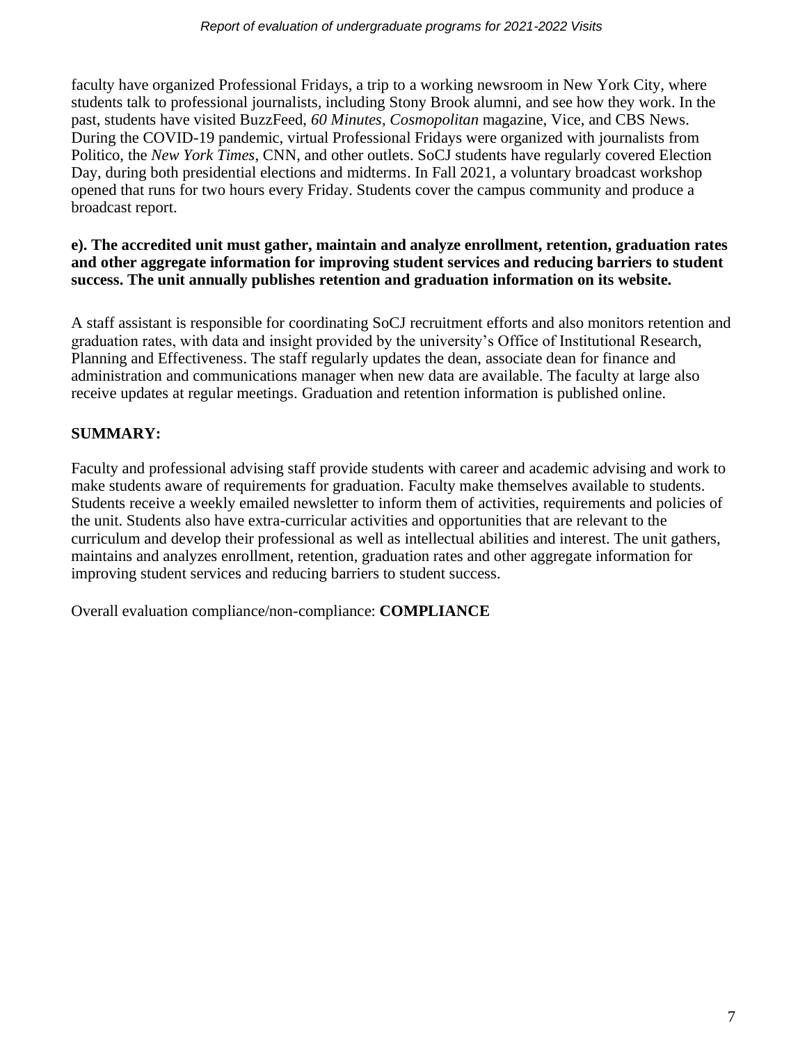faculty have organized Professional Fridays, a trip to a working newsroom in New York City, where students talk to professional journalists, including Stony Brook alumni, and see how they work. In the past, students have visited BuzzFeed, *60 Minutes*, *Cosmopolitan* magazine, Vice, and CBS News. During the COVID-19 pandemic, virtual Professional Fridays were organized with journalists from Politico, the *New York Times*, CNN, and other outlets. SoCJ students have regularly covered Election Day, during both presidential elections and midterms. In Fall 2021, a voluntary broadcast workshop opened that runs for two hours every Friday. Students cover the campus community and produce a broadcast report.

**e). The accredited unit must gather, maintain and analyze enrollment, retention, graduation rates and other aggregate information for improving student services and reducing barriers to student success. The unit annually publishes retention and graduation information on its website.**

A staff assistant is responsible for coordinating SoCJ recruitment efforts and also monitors retention and graduation rates, with data and insight provided by the university's Office of Institutional Research, Planning and Effectiveness. The staff regularly updates the dean, associate dean for finance and administration and communications manager when new data are available. The faculty at large also receive updates at regular meetings. Graduation and retention information is published online.

**SUMMARY:**

Faculty and professional advising staff provide students with career and academic advising and work to make students aware of requirements for graduation. Faculty make themselves available to students. Students receive a weekly emailed newsletter to inform them of activities, requirements and policies of the unit. Students also have extra-curricular activities and opportunities that are relevant to the curriculum and develop their professional as well as intellectual abilities and interest. The unit gathers, maintains and analyzes enrollment, retention, graduation rates and other aggregate information for improving student services and reducing barriers to student success.

Overall evaluation compliance/non-compliance: **COMPLIANCE**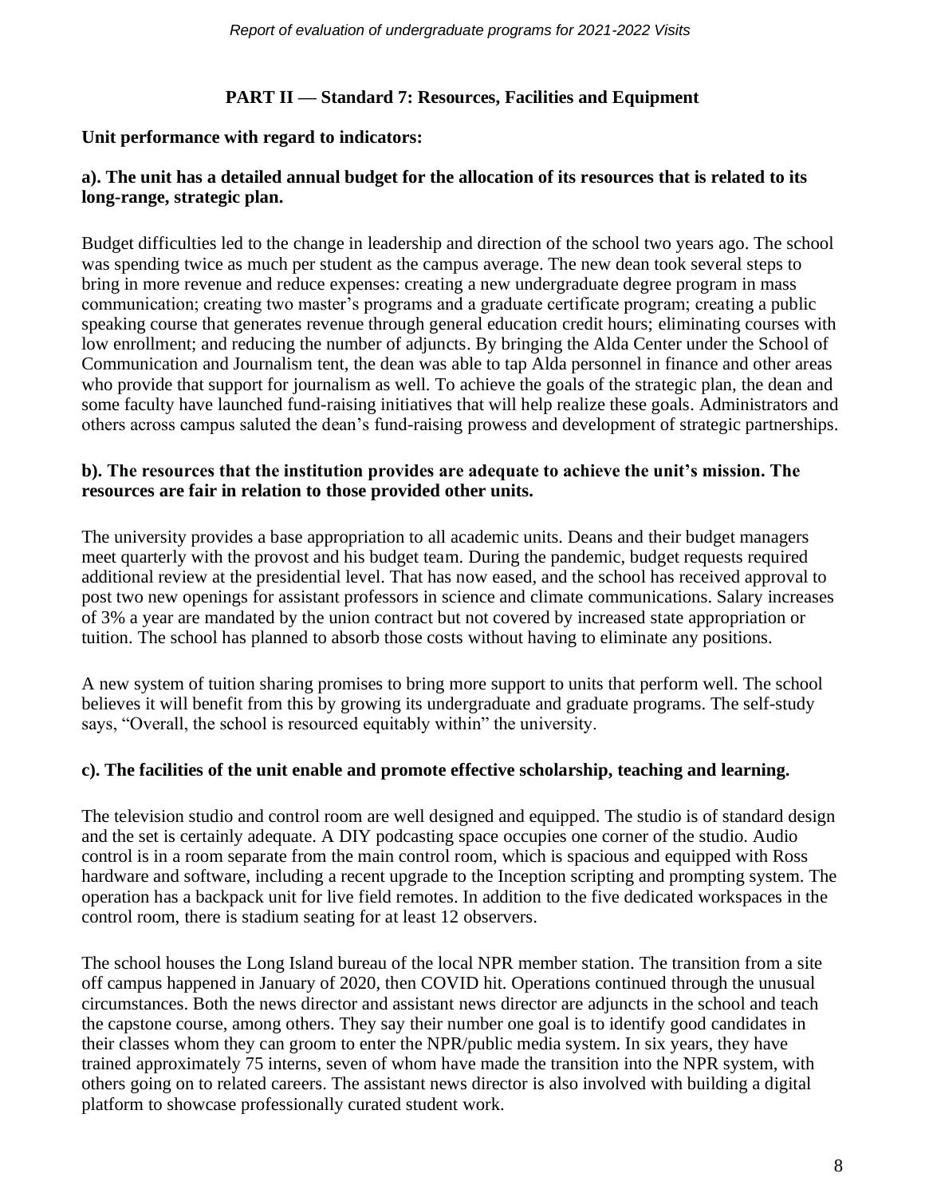## PART II — Standard 7: Resources, Facilities and Equipment

**Unit performance with regard to indicators:**

**a). The unit has a detailed annual budget for the allocation of its resources that is related to its long-range, strategic plan.**

Budget difficulties led to the change in leadership and direction of the school two years ago. The school was spending twice as much per student as the campus average. The new dean took several steps to bring in more revenue and reduce expenses: creating a new undergraduate degree program in mass communication; creating two master's programs and a graduate certificate program; creating a public speaking course that generates revenue through general education credit hours; eliminating courses with low enrollment; and reducing the number of adjuncts. By bringing the Alda Center under the School of Communication and Journalism tent, the dean was able to tap Alda personnel in finance and other areas who provide that support for journalism as well. To achieve the goals of the strategic plan, the dean and some faculty have launched fund-raising initiatives that will help realize these goals. Administrators and others across campus saluted the dean's fund-raising prowess and development of strategic partnerships.

**b). The resources that the institution provides are adequate to achieve the unit's mission. The resources are fair in relation to those provided other units.**

The university provides a base appropriation to all academic units. Deans and their budget managers meet quarterly with the provost and his budget team. During the pandemic, budget requests required additional review at the presidential level. That has now eased, and the school has received approval to post two new openings for assistant professors in science and climate communications. Salary increases of 3% a year are mandated by the union contract but not covered by increased state appropriation or tuition. The school has planned to absorb those costs without having to eliminate any positions.

A new system of tuition sharing promises to bring more support to units that perform well. The school believes it will benefit from this by growing its undergraduate and graduate programs. The self-study says, "Overall, the school is resourced equitably within" the university.

**c). The facilities of the unit enable and promote effective scholarship, teaching and learning.**

The television studio and control room are well designed and equipped. The studio is of standard design and the set is certainly adequate. A DIY podcasting space occupies one corner of the studio. Audio control is in a room separate from the main control room, which is spacious and equipped with Ross hardware and software, including a recent upgrade to the Inception scripting and prompting system. The operation has a backpack unit for live field remotes. In addition to the five dedicated workspaces in the control room, there is stadium seating for at least 12 observers.

The school houses the Long Island bureau of the local NPR member station. The transition from a site off campus happened in January of 2020, then COVID hit. Operations continued through the unusual circumstances. Both the news director and assistant news director are adjuncts in the school and teach the capstone course, among others. They say their number one goal is to identify good candidates in their classes whom they can groom to enter the NPR/public media system. In six years, they have trained approximately 75 interns, seven of whom have made the transition into the NPR system, with others going on to related careers. The assistant news director is also involved with building a digital platform to showcase professionally curated student work.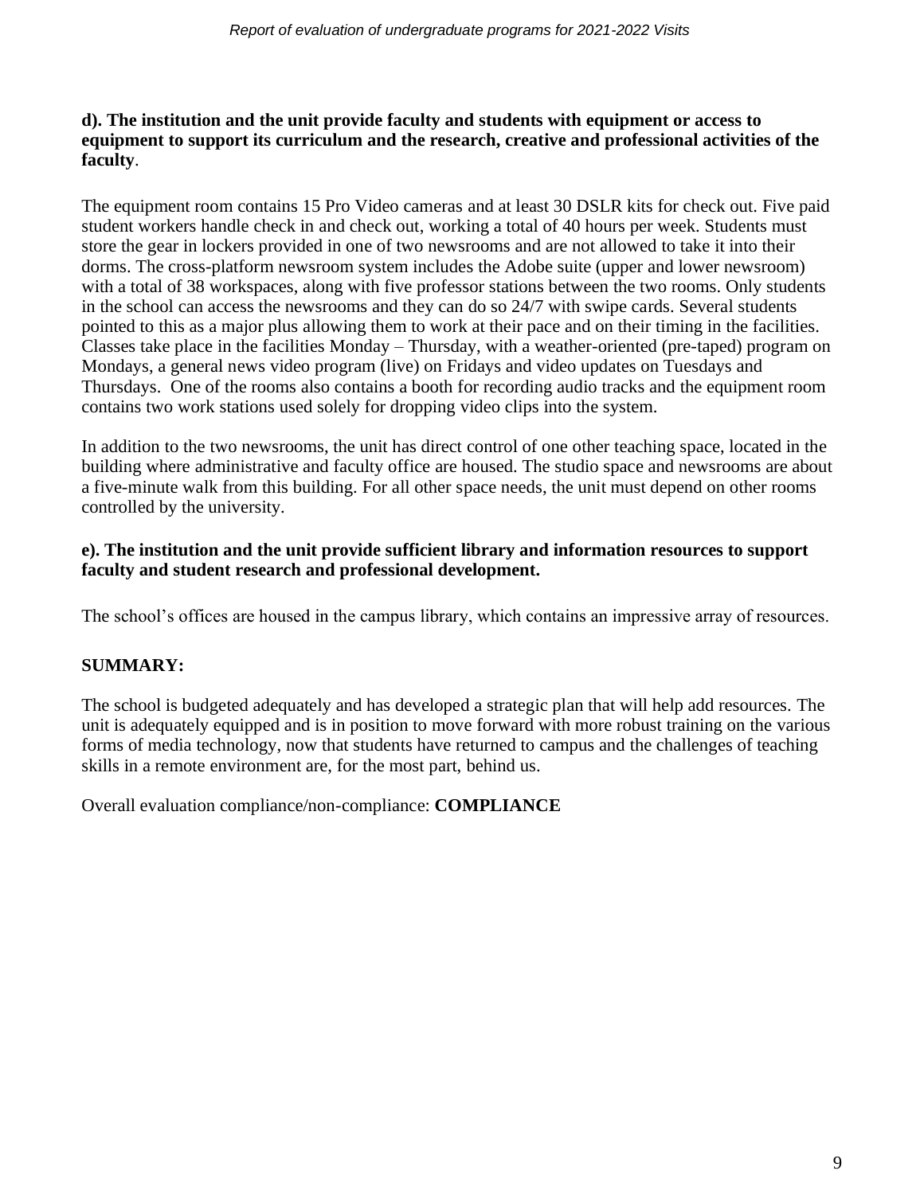**d). The institution and the unit provide faculty and students with equipment or access to equipment to support its curriculum and the research, creative and professional activities of the faculty**.

The equipment room contains 15 Pro Video cameras and at least 30 DSLR kits for check out. Five paid student workers handle check in and check out, working a total of 40 hours per week. Students must store the gear in lockers provided in one of two newsrooms and are not allowed to take it into their dorms. The cross-platform newsroom system includes the Adobe suite (upper and lower newsroom) with a total of 38 workspaces, along with five professor stations between the two rooms. Only students in the school can access the newsrooms and they can do so 24/7 with swipe cards. Several students pointed to this as a major plus allowing them to work at their pace and on their timing in the facilities. Classes take place in the facilities Monday – Thursday, with a weather-oriented (pre-taped) program on Mondays, a general news video program (live) on Fridays and video updates on Tuesdays and Thursdays. One of the rooms also contains a booth for recording audio tracks and the equipment room contains two work stations used solely for dropping video clips into the system.

In addition to the two newsrooms, the unit has direct control of one other teaching space, located in the building where administrative and faculty office are housed. The studio space and newsrooms are about a five-minute walk from this building. For all other space needs, the unit must depend on other rooms controlled by the university.

**e). The institution and the unit provide sufficient library and information resources to support faculty and student research and professional development.**

The school's offices are housed in the campus library, which contains an impressive array of resources.

**SUMMARY:**

The school is budgeted adequately and has developed a strategic plan that will help add resources. The unit is adequately equipped and is in position to move forward with more robust training on the various forms of media technology, now that students have returned to campus and the challenges of teaching skills in a remote environment are, for the most part, behind us.

Overall evaluation compliance/non-compliance: **COMPLIANCE**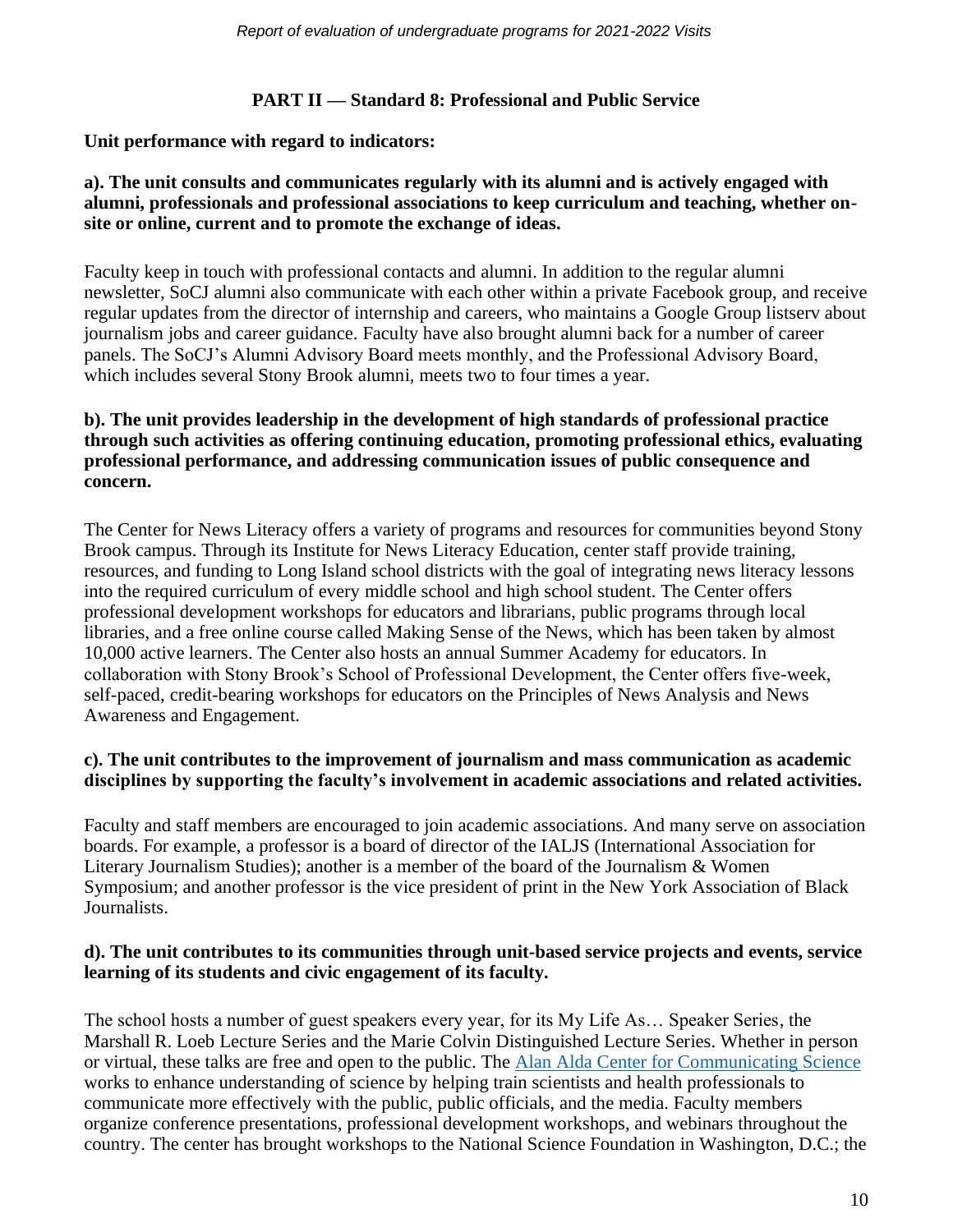## PART II — Standard 8: Professional and Public Service

**Unit performance with regard to indicators:**

**a). The unit consults and communicates regularly with its alumni and is actively engaged with alumni, professionals and professional associations to keep curriculum and teaching, whether on-site or online, current and to promote the exchange of ideas.**

Faculty keep in touch with professional contacts and alumni. In addition to the regular alumni newsletter, SoCJ alumni also communicate with each other within a private Facebook group, and receive regular updates from the director of internship and careers, who maintains a Google Group listserv about journalism jobs and career guidance. Faculty have also brought alumni back for a number of career panels. The SoCJ's Alumni Advisory Board meets monthly, and the Professional Advisory Board, which includes several Stony Brook alumni, meets two to four times a year.

**b). The unit provides leadership in the development of high standards of professional practice through such activities as offering continuing education, promoting professional ethics, evaluating professional performance, and addressing communication issues of public consequence and concern.**

The Center for News Literacy offers a variety of programs and resources for communities beyond Stony Brook campus. Through its Institute for News Literacy Education, center staff provide training, resources, and funding to Long Island school districts with the goal of integrating news literacy lessons into the required curriculum of every middle school and high school student. The Center offers professional development workshops for educators and librarians, public programs through local libraries, and a free online course called Making Sense of the News, which has been taken by almost 10,000 active learners. The Center also hosts an annual Summer Academy for educators. In collaboration with Stony Brook's School of Professional Development, the Center offers five-week, self-paced, credit-bearing workshops for educators on the Principles of News Analysis and News Awareness and Engagement.

**c). The unit contributes to the improvement of journalism and mass communication as academic disciplines by supporting the faculty's involvement in academic associations and related activities.**

Faculty and staff members are encouraged to join academic associations. And many serve on association boards. For example, a professor is a board of director of the IALJS (International Association for Literary Journalism Studies); another is a member of the board of the Journalism & Women Symposium; and another professor is the vice president of print in the New York Association of Black Journalists.

**d). The unit contributes to its communities through unit-based service projects and events, service learning of its students and civic engagement of its faculty.**

The school hosts a number of guest speakers every year, for its My Life As… Speaker Series, the Marshall R. Loeb Lecture Series and the Marie Colvin Distinguished Lecture Series. Whether in person or virtual, these talks are free and open to the public. The Alan Alda Center for Communicating Science works to enhance understanding of science by helping train scientists and health professionals to communicate more effectively with the public, public officials, and the media. Faculty members organize conference presentations, professional development workshops, and webinars throughout the country. The center has brought workshops to the National Science Foundation in Washington, D.C.; the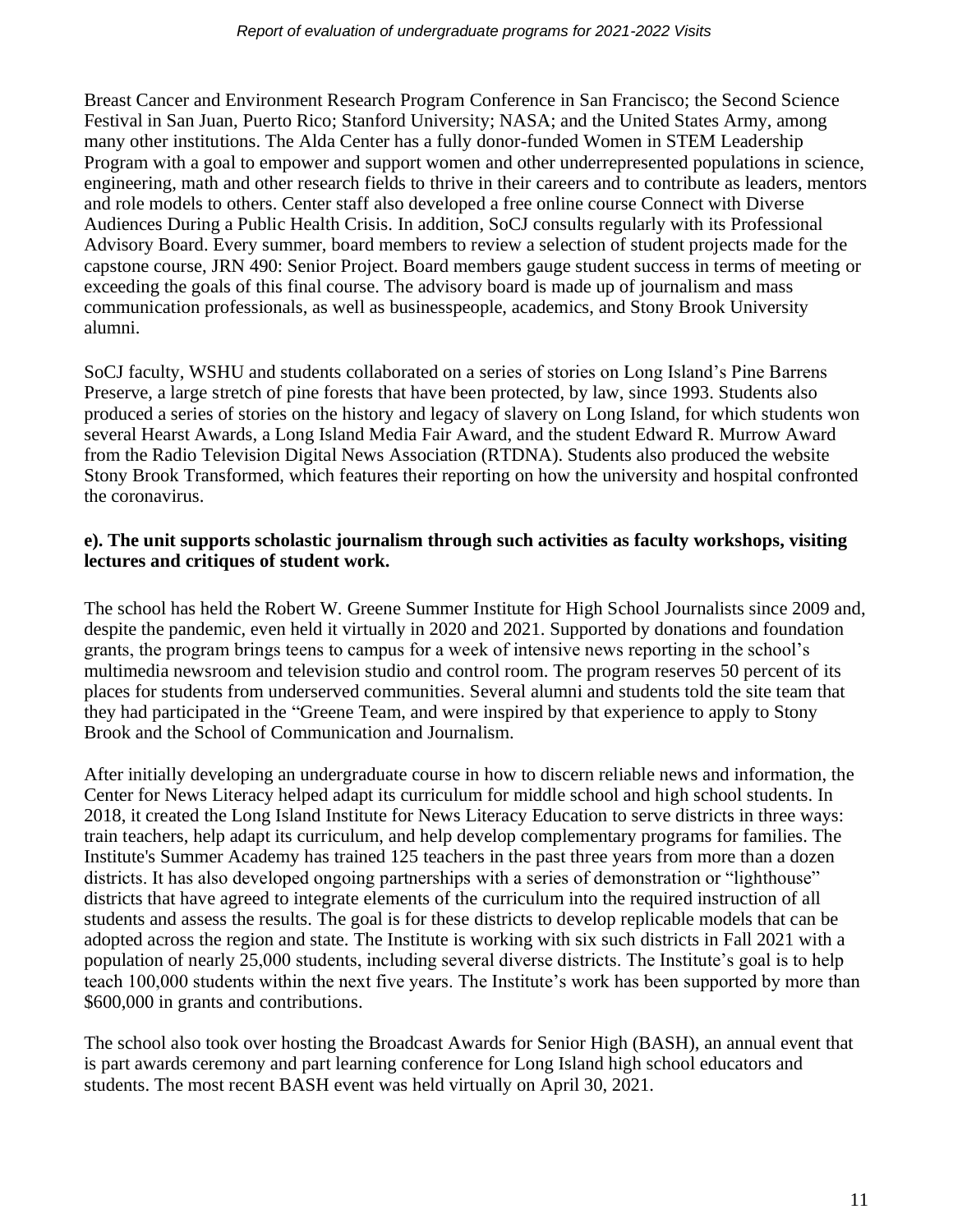Breast Cancer and Environment Research Program Conference in San Francisco; the Second Science Festival in San Juan, Puerto Rico; Stanford University; NASA; and the United States Army, among many other institutions. The Alda Center has a fully donor-funded Women in STEM Leadership Program with a goal to empower and support women and other underrepresented populations in science, engineering, math and other research fields to thrive in their careers and to contribute as leaders, mentors and role models to others. Center staff also developed a free online course Connect with Diverse Audiences During a Public Health Crisis. In addition, SoCJ consults regularly with its Professional Advisory Board. Every summer, board members to review a selection of student projects made for the capstone course, JRN 490: Senior Project. Board members gauge student success in terms of meeting or exceeding the goals of this final course. The advisory board is made up of journalism and mass communication professionals, as well as businesspeople, academics, and Stony Brook University alumni.

SoCJ faculty, WSHU and students collaborated on a series of stories on Long Island's Pine Barrens Preserve, a large stretch of pine forests that have been protected, by law, since 1993. Students also produced a series of stories on the history and legacy of slavery on Long Island, for which students won several Hearst Awards, a Long Island Media Fair Award, and the student Edward R. Murrow Award from the Radio Television Digital News Association (RTDNA). Students also produced the website Stony Brook Transformed, which features their reporting on how the university and hospital confronted the coronavirus.

**e). The unit supports scholastic journalism through such activities as faculty workshops, visiting lectures and critiques of student work.**

The school has held the Robert W. Greene Summer Institute for High School Journalists since 2009 and, despite the pandemic, even held it virtually in 2020 and 2021. Supported by donations and foundation grants, the program brings teens to campus for a week of intensive news reporting in the school's multimedia newsroom and television studio and control room. The program reserves 50 percent of its places for students from underserved communities. Several alumni and students told the site team that they had participated in the "Greene Team, and were inspired by that experience to apply to Stony Brook and the School of Communication and Journalism.

After initially developing an undergraduate course in how to discern reliable news and information, the Center for News Literacy helped adapt its curriculum for middle school and high school students. In 2018, it created the Long Island Institute for News Literacy Education to serve districts in three ways: train teachers, help adapt its curriculum, and help develop complementary programs for families. The Institute's Summer Academy has trained 125 teachers in the past three years from more than a dozen districts. It has also developed ongoing partnerships with a series of demonstration or "lighthouse" districts that have agreed to integrate elements of the curriculum into the required instruction of all students and assess the results. The goal is for these districts to develop replicable models that can be adopted across the region and state. The Institute is working with six such districts in Fall 2021 with a population of nearly 25,000 students, including several diverse districts. The Institute's goal is to help teach 100,000 students within the next five years. The Institute's work has been supported by more than $600,000 in grants and contributions.

The school also took over hosting the Broadcast Awards for Senior High (BASH), an annual event that is part awards ceremony and part learning conference for Long Island high school educators and students. The most recent BASH event was held virtually on April 30, 2021.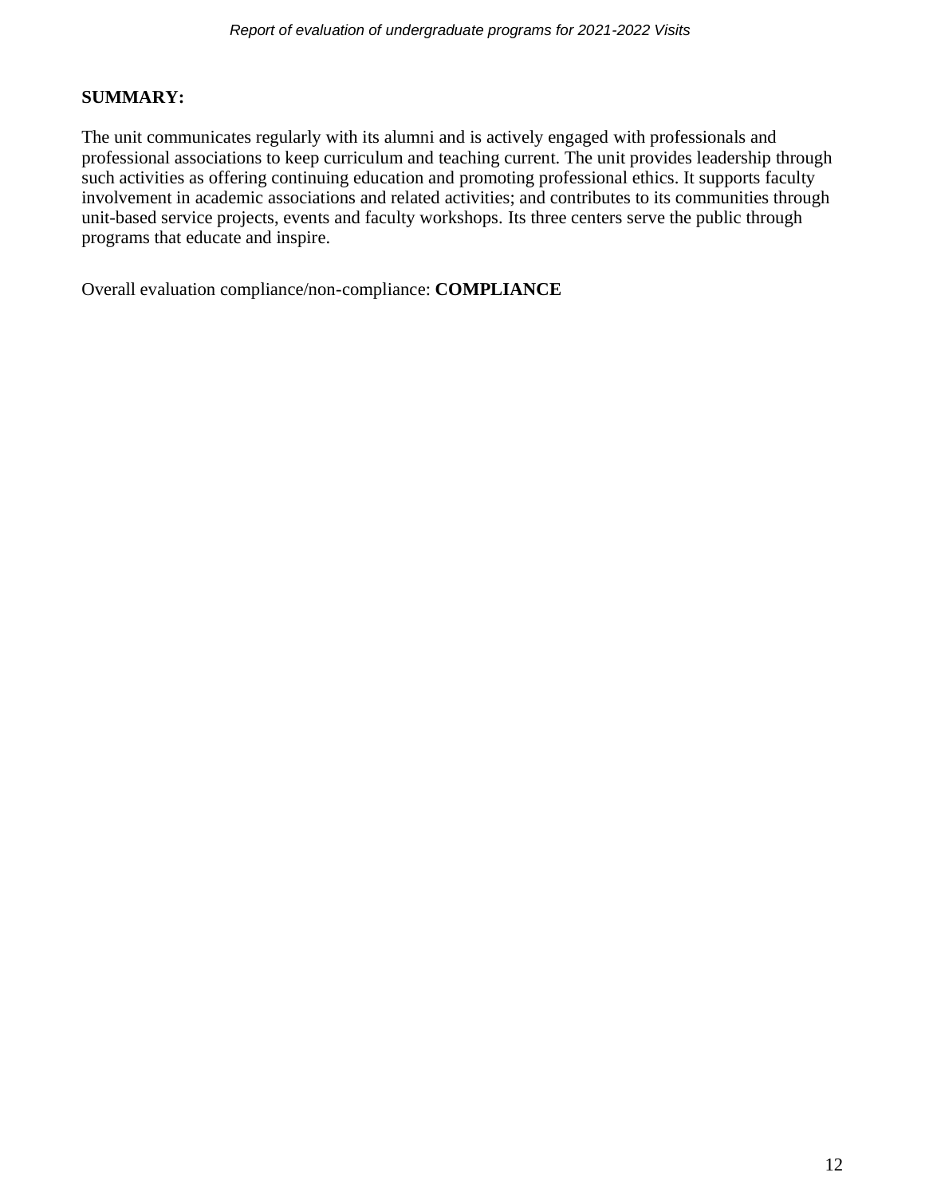**SUMMARY:**

The unit communicates regularly with its alumni and is actively engaged with professionals and professional associations to keep curriculum and teaching current. The unit provides leadership through such activities as offering continuing education and promoting professional ethics. It supports faculty involvement in academic associations and related activities; and contributes to its communities through unit-based service projects, events and faculty workshops. Its three centers serve the public through programs that educate and inspire.

Overall evaluation compliance/non-compliance: **COMPLIANCE**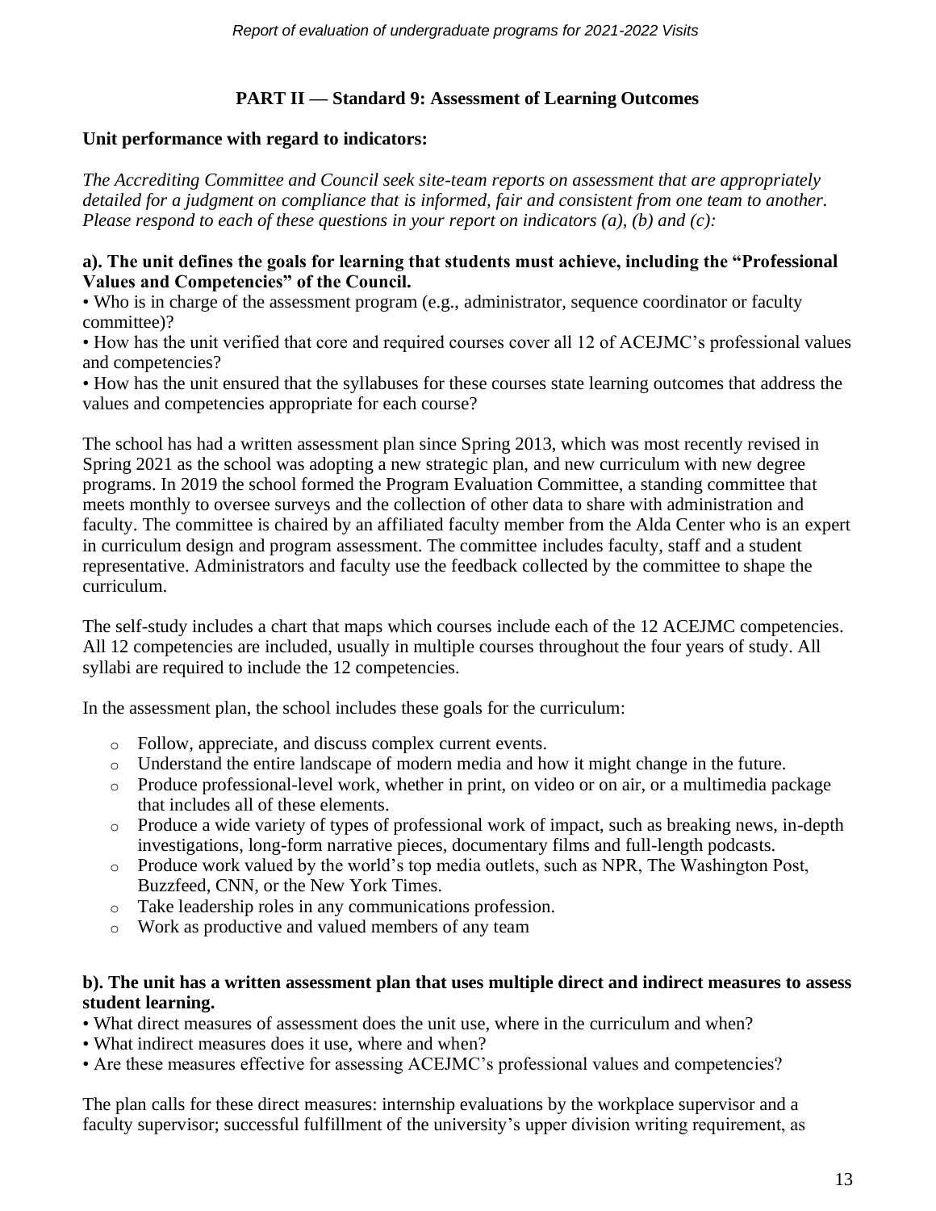## PART II — Standard 9: Assessment of Learning Outcomes

**Unit performance with regard to indicators:**

*The Accrediting Committee and Council seek site-team reports on assessment that are appropriately detailed for a judgment on compliance that is informed, fair and consistent from one team to another. Please respond to each of these questions in your report on indicators (a), (b) and (c):*

**a). The unit defines the goals for learning that students must achieve, including the "Professional Values and Competencies" of the Council.**

- Who is in charge of the assessment program (e.g., administrator, sequence coordinator or faculty committee)?
- How has the unit verified that core and required courses cover all 12 of ACEJMC's professional values and competencies?
- How has the unit ensured that the syllabuses for these courses state learning outcomes that address the values and competencies appropriate for each course?

The school has had a written assessment plan since Spring 2013, which was most recently revised in Spring 2021 as the school was adopting a new strategic plan, and new curriculum with new degree programs. In 2019 the school formed the Program Evaluation Committee, a standing committee that meets monthly to oversee surveys and the collection of other data to share with administration and faculty. The committee is chaired by an affiliated faculty member from the Alda Center who is an expert in curriculum design and program assessment. The committee includes faculty, staff and a student representative. Administrators and faculty use the feedback collected by the committee to shape the curriculum.

The self-study includes a chart that maps which courses include each of the 12 ACEJMC competencies. All 12 competencies are included, usually in multiple courses throughout the four years of study. All syllabi are required to include the 12 competencies.

In the assessment plan, the school includes these goals for the curriculum:

- Follow, appreciate, and discuss complex current events.
- Understand the entire landscape of modern media and how it might change in the future.
- Produce professional-level work, whether in print, on video or on air, or a multimedia package that includes all of these elements.
- Produce a wide variety of types of professional work of impact, such as breaking news, in-depth investigations, long-form narrative pieces, documentary films and full-length podcasts.
- Produce work valued by the world's top media outlets, such as NPR, The Washington Post, Buzzfeed, CNN, or the New York Times.
- Take leadership roles in any communications profession.
- Work as productive and valued members of any team

**b). The unit has a written assessment plan that uses multiple direct and indirect measures to assess student learning.**

- What direct measures of assessment does the unit use, where in the curriculum and when?
- What indirect measures does it use, where and when?
- Are these measures effective for assessing ACEJMC's professional values and competencies?

The plan calls for these direct measures: internship evaluations by the workplace supervisor and a faculty supervisor; successful fulfillment of the university's upper division writing requirement, as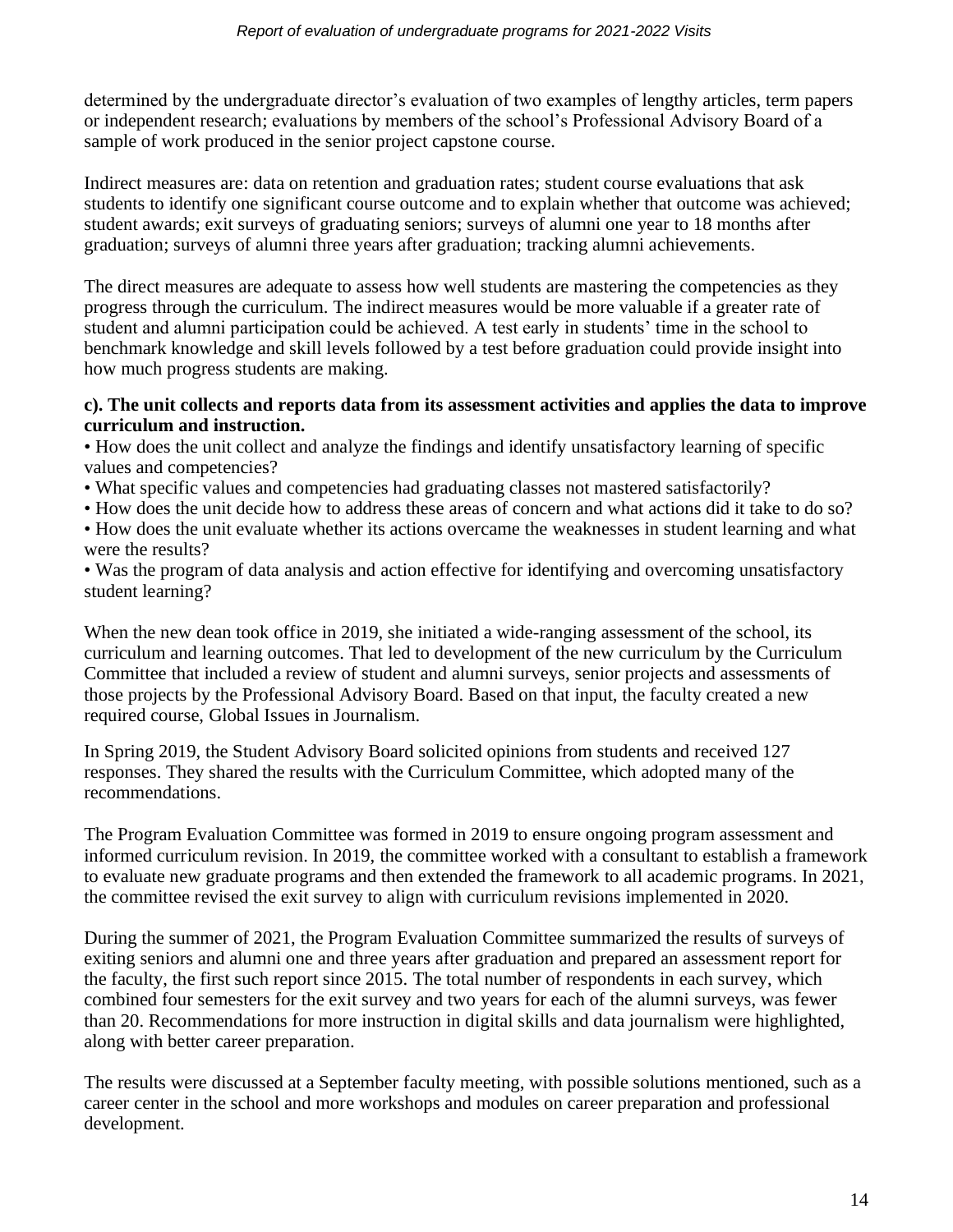determined by the undergraduate director's evaluation of two examples of lengthy articles, term papers or independent research; evaluations by members of the school's Professional Advisory Board of a sample of work produced in the senior project capstone course.

Indirect measures are: data on retention and graduation rates; student course evaluations that ask students to identify one significant course outcome and to explain whether that outcome was achieved; student awards; exit surveys of graduating seniors; surveys of alumni one year to 18 months after graduation; surveys of alumni three years after graduation; tracking alumni achievements.

The direct measures are adequate to assess how well students are mastering the competencies as they progress through the curriculum. The indirect measures would be more valuable if a greater rate of student and alumni participation could be achieved. A test early in students' time in the school to benchmark knowledge and skill levels followed by a test before graduation could provide insight into how much progress students are making.

**c). The unit collects and reports data from its assessment activities and applies the data to improve curriculum and instruction.**

- How does the unit collect and analyze the findings and identify unsatisfactory learning of specific values and competencies?
- What specific values and competencies had graduating classes not mastered satisfactorily?
- How does the unit decide how to address these areas of concern and what actions did it take to do so?
- How does the unit evaluate whether its actions overcame the weaknesses in student learning and what were the results?
- Was the program of data analysis and action effective for identifying and overcoming unsatisfactory student learning?

When the new dean took office in 2019, she initiated a wide-ranging assessment of the school, its curriculum and learning outcomes. That led to development of the new curriculum by the Curriculum Committee that included a review of student and alumni surveys, senior projects and assessments of those projects by the Professional Advisory Board. Based on that input, the faculty created a new required course, Global Issues in Journalism.

In Spring 2019, the Student Advisory Board solicited opinions from students and received 127 responses. They shared the results with the Curriculum Committee, which adopted many of the recommendations.

The Program Evaluation Committee was formed in 2019 to ensure ongoing program assessment and informed curriculum revision. In 2019, the committee worked with a consultant to establish a framework to evaluate new graduate programs and then extended the framework to all academic programs. In 2021, the committee revised the exit survey to align with curriculum revisions implemented in 2020.

During the summer of 2021, the Program Evaluation Committee summarized the results of surveys of exiting seniors and alumni one and three years after graduation and prepared an assessment report for the faculty, the first such report since 2015. The total number of respondents in each survey, which combined four semesters for the exit survey and two years for each of the alumni surveys, was fewer than 20. Recommendations for more instruction in digital skills and data journalism were highlighted, along with better career preparation.

The results were discussed at a September faculty meeting, with possible solutions mentioned, such as a career center in the school and more workshops and modules on career preparation and professional development.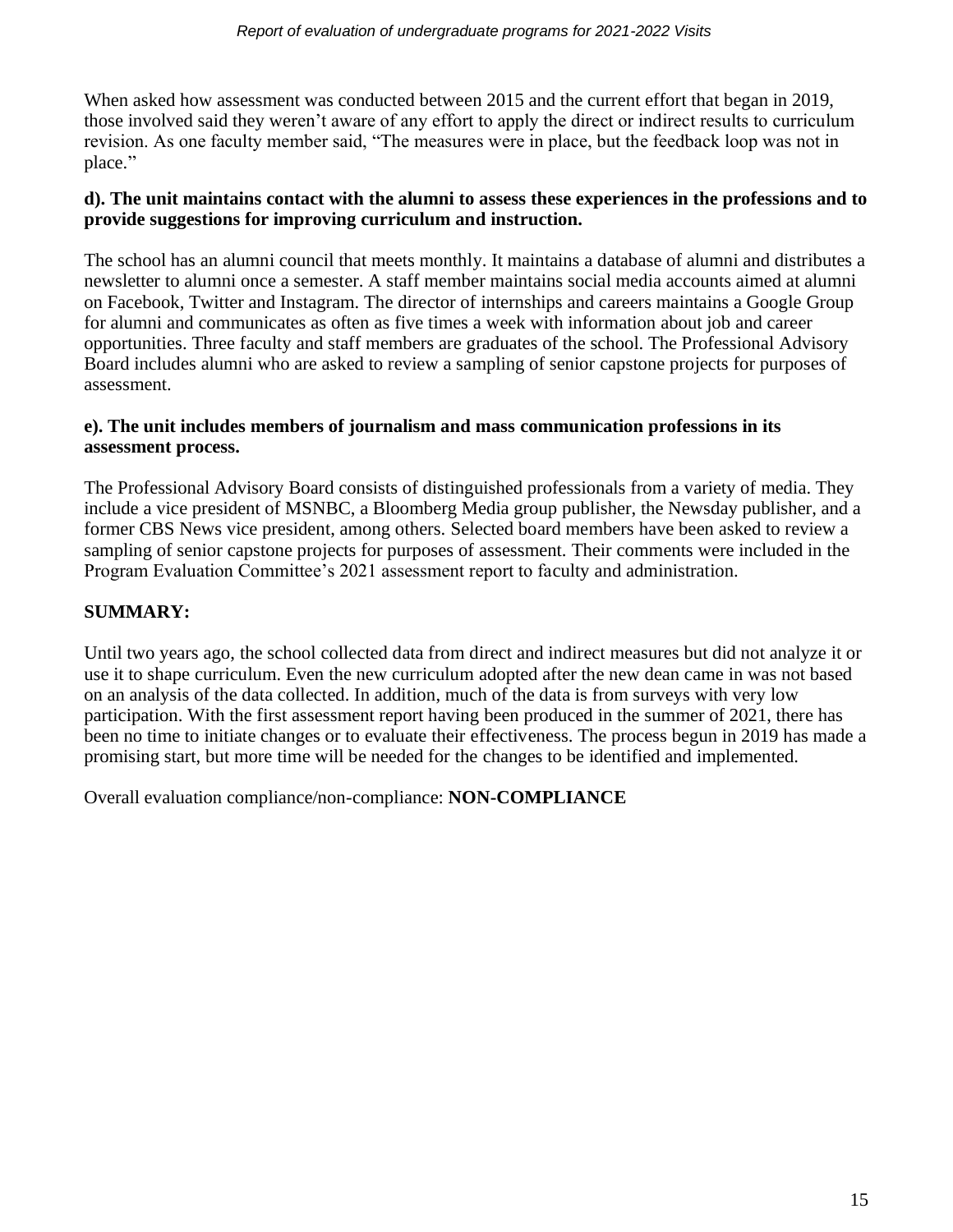When asked how assessment was conducted between 2015 and the current effort that began in 2019, those involved said they weren't aware of any effort to apply the direct or indirect results to curriculum revision. As one faculty member said, "The measures were in place, but the feedback loop was not in place."

**d). The unit maintains contact with the alumni to assess these experiences in the professions and to provide suggestions for improving curriculum and instruction.**

The school has an alumni council that meets monthly. It maintains a database of alumni and distributes a newsletter to alumni once a semester. A staff member maintains social media accounts aimed at alumni on Facebook, Twitter and Instagram. The director of internships and careers maintains a Google Group for alumni and communicates as often as five times a week with information about job and career opportunities. Three faculty and staff members are graduates of the school. The Professional Advisory Board includes alumni who are asked to review a sampling of senior capstone projects for purposes of assessment.

**e). The unit includes members of journalism and mass communication professions in its assessment process.**

The Professional Advisory Board consists of distinguished professionals from a variety of media. They include a vice president of MSNBC, a Bloomberg Media group publisher, the Newsday publisher, and a former CBS News vice president, among others. Selected board members have been asked to review a sampling of senior capstone projects for purposes of assessment. Their comments were included in the Program Evaluation Committee's 2021 assessment report to faculty and administration.

**SUMMARY:**

Until two years ago, the school collected data from direct and indirect measures but did not analyze it or use it to shape curriculum. Even the new curriculum adopted after the new dean came in was not based on an analysis of the data collected. In addition, much of the data is from surveys with very low participation. With the first assessment report having been produced in the summer of 2021, there has been no time to initiate changes or to evaluate their effectiveness. The process begun in 2019 has made a promising start, but more time will be needed for the changes to be identified and implemented.

Overall evaluation compliance/non-compliance: **NON-COMPLIANCE**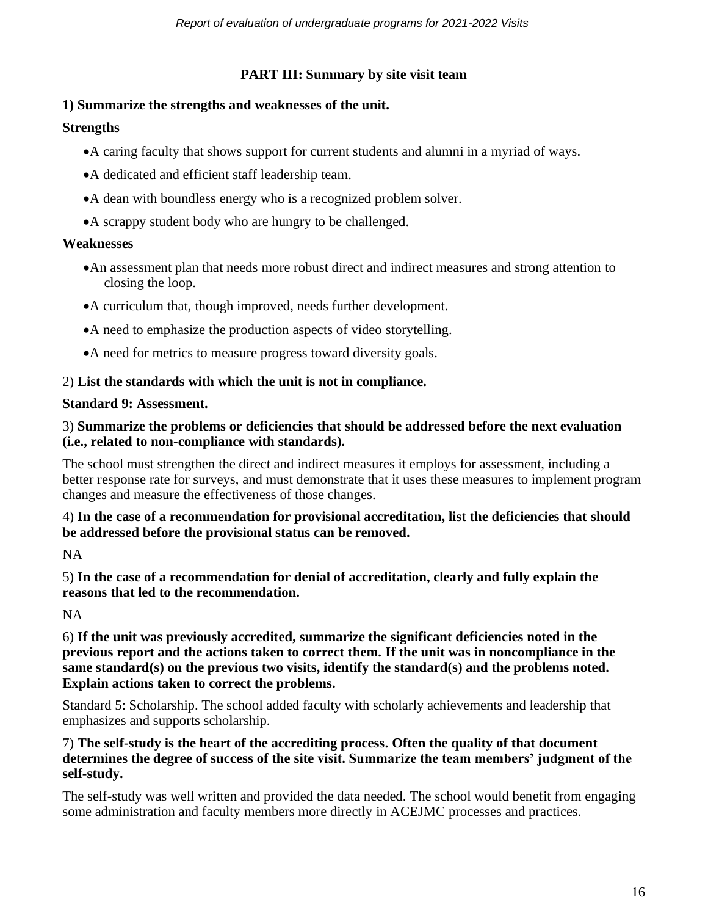## PART III: Summary by site visit team

**1) Summarize the strengths and weaknesses of the unit.**

**Strengths**

- A caring faculty that shows support for current students and alumni in a myriad of ways.
- A dedicated and efficient staff leadership team.
- A dean with boundless energy who is a recognized problem solver.
- A scrappy student body who are hungry to be challenged.

**Weaknesses**

- An assessment plan that needs more robust direct and indirect measures and strong attention to closing the loop.
- A curriculum that, though improved, needs further development.
- A need to emphasize the production aspects of video storytelling.
- A need for metrics to measure progress toward diversity goals.

2) **List the standards with which the unit is not in compliance.**

**Standard 9: Assessment.**

3) **Summarize the problems or deficiencies that should be addressed before the next evaluation (i.e., related to non-compliance with standards).**

The school must strengthen the direct and indirect measures it employs for assessment, including a better response rate for surveys, and must demonstrate that it uses these measures to implement program changes and measure the effectiveness of those changes.

4) **In the case of a recommendation for provisional accreditation, list the deficiencies that should be addressed before the provisional status can be removed.**

NA

5) **In the case of a recommendation for denial of accreditation, clearly and fully explain the reasons that led to the recommendation.**

NA

6) **If the unit was previously accredited, summarize the significant deficiencies noted in the previous report and the actions taken to correct them. If the unit was in noncompliance in the same standard(s) on the previous two visits, identify the standard(s) and the problems noted. Explain actions taken to correct the problems.**

Standard 5: Scholarship. The school added faculty with scholarly achievements and leadership that emphasizes and supports scholarship.

7) **The self-study is the heart of the accrediting process. Often the quality of that document determines the degree of success of the site visit. Summarize the team members' judgment of the self-study.**

The self-study was well written and provided the data needed. The school would benefit from engaging some administration and faculty members more directly in ACEJMC processes and practices.